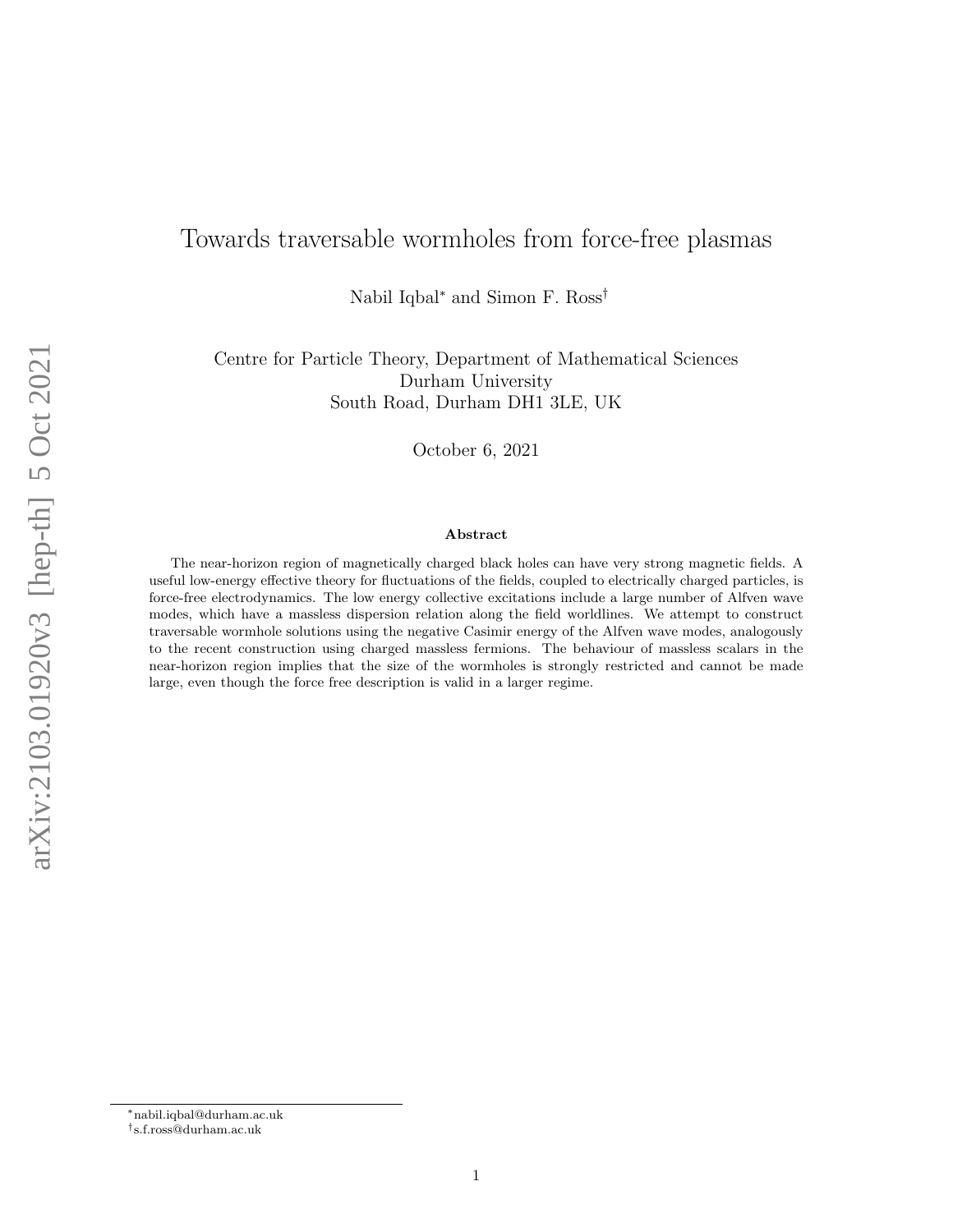# Towards traversable wormholes from force-free plasmas

Nabil Iqbal[*] and Simon F. Ross[†]

Centre for Particle Theory, Department of Mathematical Sciences
Durham University
South Road, Durham DH1 3LE, UK

October 6, 2021

## Abstract

The near-horizon region of magnetically charged black holes can have very strong magnetic fields. A useful low-energy effective theory for fluctuations of the fields, coupled to electrically charged particles, is force-free electrodynamics. The low energy collective excitations include a large number of Alfven wave modes, which have a massless dispersion relation along the field worldlines. We attempt to construct traversable wormhole solutions using the negative Casimir energy of the Alfven wave modes, analogously to the recent construction using charged massless fermions. The behaviour of massless scalars in the near-horizon region implies that the size of the wormholes is strongly restricted and cannot be made large, even though the force free description is valid in a larger regime.

[*]nabil.iqbal@durham.ac.uk

[†]s.f.ross@durham.ac.uk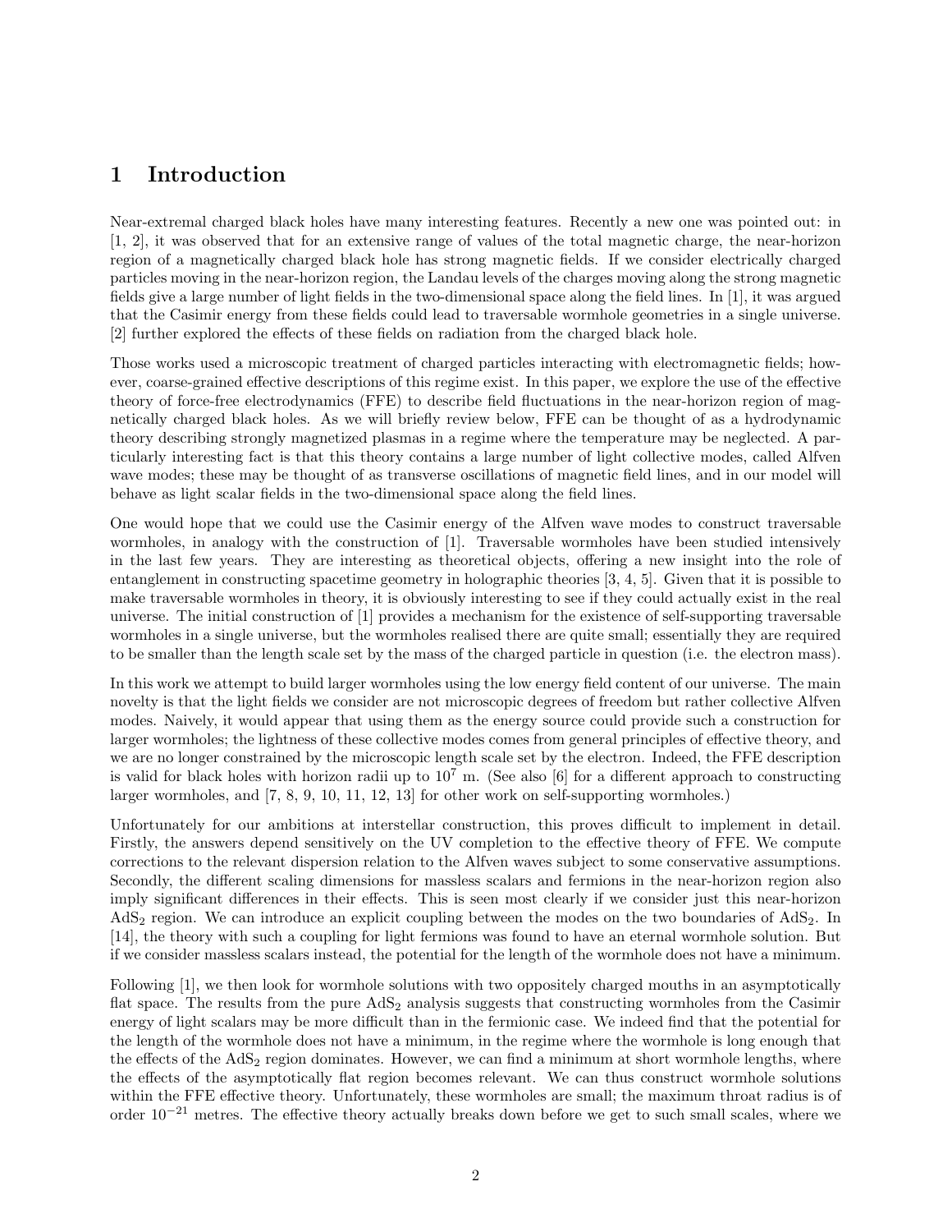# 1 Introduction

Near-extremal charged black holes have many interesting features. Recently a new one was pointed out: in [1, 2], it was observed that for an extensive range of values of the total magnetic charge, the near-horizon region of a magnetically charged black hole has strong magnetic fields. If we consider electrically charged particles moving in the near-horizon region, the Landau levels of the charges moving along the strong magnetic fields give a large number of light fields in the two-dimensional space along the field lines. In [1], it was argued that the Casimir energy from these fields could lead to traversable wormhole geometries in a single universe. [2] further explored the effects of these fields on radiation from the charged black hole.

Those works used a microscopic treatment of charged particles interacting with electromagnetic fields; however, coarse-grained effective descriptions of this regime exist. In this paper, we explore the use of the effective theory of force-free electrodynamics (FFE) to describe field fluctuations in the near-horizon region of magnetically charged black holes. As we will briefly review below, FFE can be thought of as a hydrodynamic theory describing strongly magnetized plasmas in a regime where the temperature may be neglected. A particularly interesting fact is that this theory contains a large number of light collective modes, called Alfven wave modes; these may be thought of as transverse oscillations of magnetic field lines, and in our model will behave as light scalar fields in the two-dimensional space along the field lines.

One would hope that we could use the Casimir energy of the Alfven wave modes to construct traversable wormholes, in analogy with the construction of [1]. Traversable wormholes have been studied intensively in the last few years. They are interesting as theoretical objects, offering a new insight into the role of entanglement in constructing spacetime geometry in holographic theories [3, 4, 5]. Given that it is possible to make traversable wormholes in theory, it is obviously interesting to see if they could actually exist in the real universe. The initial construction of [1] provides a mechanism for the existence of self-supporting traversable wormholes in a single universe, but the wormholes realised there are quite small; essentially they are required to be smaller than the length scale set by the mass of the charged particle in question (i.e. the electron mass).

In this work we attempt to build larger wormholes using the low energy field content of our universe. The main novelty is that the light fields we consider are not microscopic degrees of freedom but rather collective Alfven modes. Naively, it would appear that using them as the energy source could provide such a construction for larger wormholes; the lightness of these collective modes comes from general principles of effective theory, and we are no longer constrained by the microscopic length scale set by the electron. Indeed, the FFE description is valid for black holes with horizon radii up to $10^7$ m. (See also [6] for a different approach to constructing larger wormholes, and [7, 8, 9, 10, 11, 12, 13] for other work on self-supporting wormholes.)

Unfortunately for our ambitions at interstellar construction, this proves difficult to implement in detail. Firstly, the answers depend sensitively on the UV completion to the effective theory of FFE. We compute corrections to the relevant dispersion relation to the Alfven waves subject to some conservative assumptions. Secondly, the different scaling dimensions for massless scalars and fermions in the near-horizon region also imply significant differences in their effects. This is seen most clearly if we consider just this near-horizon $AdS_2$ region. We can introduce an explicit coupling between the modes on the two boundaries of $AdS_2$. In [14], the theory with such a coupling for light fermions was found to have an eternal wormhole solution. But if we consider massless scalars instead, the potential for the length of the wormhole does not have a minimum.

Following [1], we then look for wormhole solutions with two oppositely charged mouths in an asymptotically flat space. The results from the pure $AdS_2$ analysis suggests that constructing wormholes from the Casimir energy of light scalars may be more difficult than in the fermionic case. We indeed find that the potential for the length of the wormhole does not have a minimum, in the regime where the wormhole is long enough that the effects of the $AdS_2$ region dominates. However, we can find a minimum at short wormhole lengths, where the effects of the asymptotically flat region becomes relevant. We can thus construct wormhole solutions within the FFE effective theory. Unfortunately, these wormholes are small; the maximum throat radius is of order $10^{-21}$ metres. The effective theory actually breaks down before we get to such small scales, where we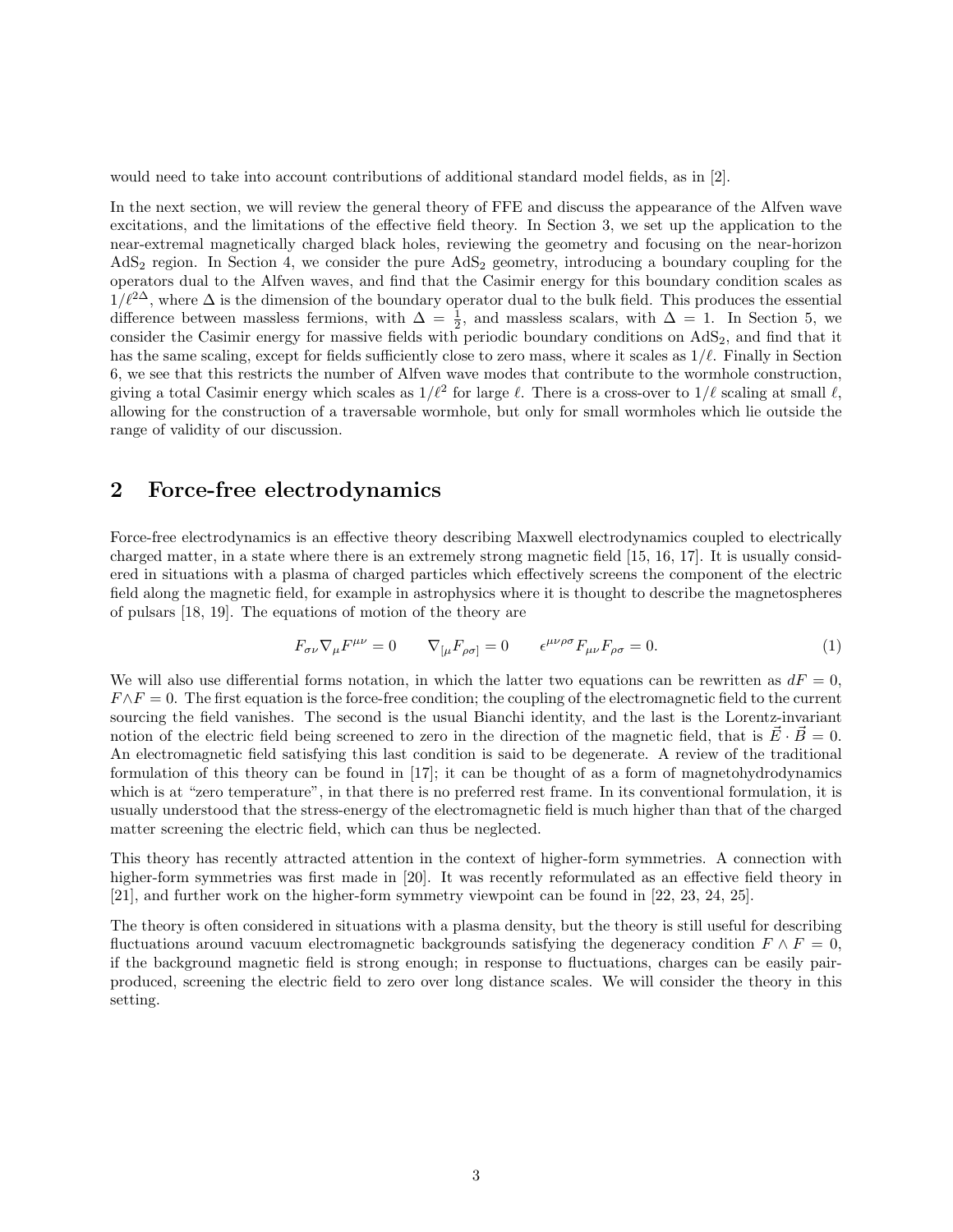would need to take into account contributions of additional standard model fields, as in [2].

In the next section, we will review the general theory of FFE and discuss the appearance of the Alfven wave excitations, and the limitations of the effective field theory. In Section 3, we set up the application to the near-extremal magnetically charged black holes, reviewing the geometry and focusing on the near-horizon $AdS_2$ region. In Section 4, we consider the pure $AdS_2$ geometry, introducing a boundary coupling for the operators dual to the Alfven waves, and find that the Casimir energy for this boundary condition scales as $1/\ell^{2\Delta}$, where $\Delta$ is the dimension of the boundary operator dual to the bulk field. This produces the essential difference between massless fermions, with $\Delta = \frac{1}{2}$, and massless scalars, with $\Delta = 1$. In Section 5, we consider the Casimir energy for massive fields with periodic boundary conditions on $AdS_2$, and find that it has the same scaling, except for fields sufficiently close to zero mass, where it scales as $1/\ell$. Finally in Section 6, we see that this restricts the number of Alfven wave modes that contribute to the wormhole construction, giving a total Casimir energy which scales as $1/\ell^2$ for large $\ell$. There is a cross-over to $1/\ell$ scaling at small $\ell$, allowing for the construction of a traversable wormhole, but only for small wormholes which lie outside the range of validity of our discussion.

## 2 Force-free electrodynamics

Force-free electrodynamics is an effective theory describing Maxwell electrodynamics coupled to electrically charged matter, in a state where there is an extremely strong magnetic field [15, 16, 17]. It is usually considered in situations with a plasma of charged particles which effectively screens the component of the electric field along the magnetic field, for example in astrophysics where it is thought to describe the magnetospheres of pulsars [18, 19]. The equations of motion of the theory are

$$F_{\sigma\nu} \nabla_\mu F^{\mu\nu} = 0 \qquad \nabla_{[\mu} F_{\rho\sigma]} = 0 \qquad \epsilon^{\mu\nu\rho\sigma} F_{\mu\nu} F_{\rho\sigma} = 0. \tag{1}$$

We will also use differential forms notation, in which the latter two equations can be rewritten as $dF = 0$, $F \wedge F = 0$. The first equation is the force-free condition; the coupling of the electromagnetic field to the current sourcing the field vanishes. The second is the usual Bianchi identity, and the last is the Lorentz-invariant notion of the electric field being screened to zero in the direction of the magnetic field, that is $\vec{E} \cdot \vec{B} = 0$. An electromagnetic field satisfying this last condition is said to be degenerate. A review of the traditional formulation of this theory can be found in [17]; it can be thought of as a form of magnetohydrodynamics which is at "zero temperature", in that there is no preferred rest frame. In its conventional formulation, it is usually understood that the stress-energy of the electromagnetic field is much higher than that of the charged matter screening the electric field, which can thus be neglected.

This theory has recently attracted attention in the context of higher-form symmetries. A connection with higher-form symmetries was first made in [20]. It was recently reformulated as an effective field theory in [21], and further work on the higher-form symmetry viewpoint can be found in [22, 23, 24, 25].

The theory is often considered in situations with a plasma density, but the theory is still useful for describing fluctuations around vacuum electromagnetic backgrounds satisfying the degeneracy condition $F \wedge F = 0$, if the background magnetic field is strong enough; in response to fluctuations, charges can be easily pair-produced, screening the electric field to zero over long distance scales. We will consider the theory in this setting.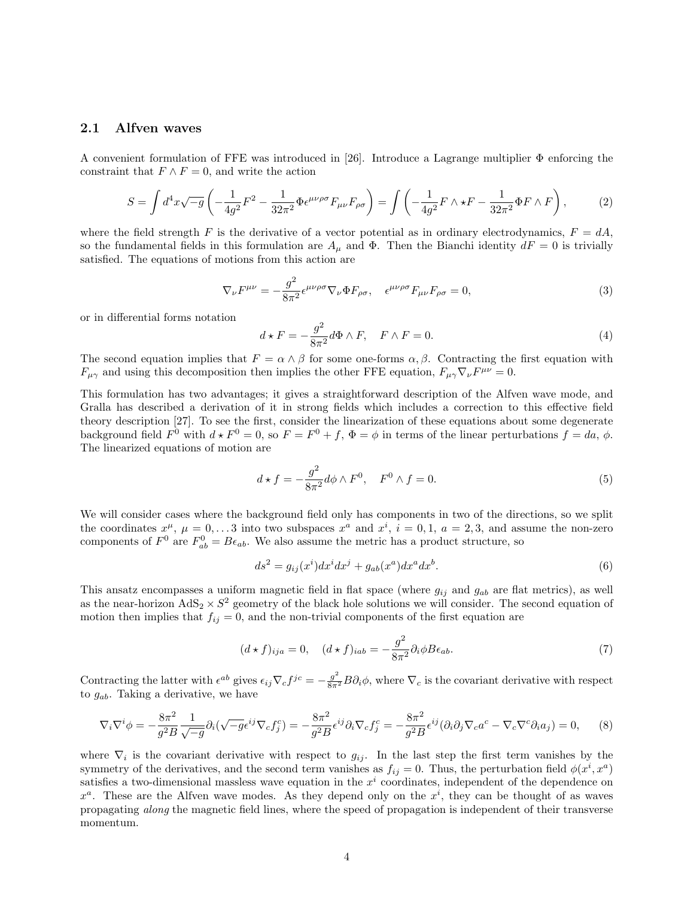### 2.1 Alfven waves

A convenient formulation of FFE was introduced in [26]. Introduce a Lagrange multiplier $\Phi$ enforcing the constraint that $F \wedge F = 0$, and write the action

$$S = \int d^4x \sqrt{-g} \left( -\frac{1}{4g^2} F^2 - \frac{1}{32\pi^2} \Phi \epsilon^{\mu\nu\rho\sigma} F_{\mu\nu} F_{\rho\sigma} \right) = \int \left( -\frac{1}{4g^2} F \wedge \star F - \frac{1}{32\pi^2} \Phi F \wedge F \right), \tag{2}$$

where the field strength $F$ is the derivative of a vector potential as in ordinary electrodynamics, $F = dA$, so the fundamental fields in this formulation are $A_\mu$ and $\Phi$. Then the Bianchi identity $dF = 0$ is trivially satisfied. The equations of motions from this action are

$$\nabla_\nu F^{\mu\nu} = -\frac{g^2}{8\pi^2} \epsilon^{\mu\nu\rho\sigma} \nabla_\nu \Phi F_{\rho\sigma}, \quad \epsilon^{\mu\nu\rho\sigma} F_{\mu\nu} F_{\rho\sigma} = 0, \tag{3}$$

or in differential forms notation

$$d \star F = -\frac{g^2}{8\pi^2} d\Phi \wedge F, \quad F \wedge F = 0. \tag{4}$$

The second equation implies that $F = \alpha \wedge \beta$ for some one-forms $\alpha, \beta$. Contracting the first equation with $F_{\mu\gamma}$ and using this decomposition then implies the other FFE equation, $F_{\mu\gamma} \nabla_\nu F^{\mu\nu} = 0$.

This formulation has two advantages; it gives a straightforward description of the Alfven wave mode, and Gralla has described a derivation of it in strong fields which includes a correction to this effective field theory description [27]. To see the first, consider the linearization of these equations about some degenerate background field $F^0$ with $d \star F^0 = 0$, so $F = F^0 + f$, $\Phi = \phi$ in terms of the linear perturbations $f = da$, $\phi$. The linearized equations of motion are

$$d \star f = -\frac{g^2}{8\pi^2} d\phi \wedge F^0, \quad F^0 \wedge f = 0. \tag{5}$$

We will consider cases where the background field only has components in two of the directions, so we split the coordinates $x^\mu$, $\mu = 0, \dots 3$ into two subspaces $x^a$ and $x^i$, $i = 0, 1$, $a = 2, 3$, and assume the non-zero components of $F^0$ are $F^0_{ab} = B\epsilon_{ab}$. We also assume the metric has a product structure, so

$$ds^2 = g_{ij}(x^i) dx^i dx^j + g_{ab}(x^a) dx^a dx^b. \tag{6}$$

This ansatz encompasses a uniform magnetic field in flat space (where $g_{ij}$ and $g_{ab}$ are flat metrics), as well as the near-horizon $\text{AdS}_2 \times S^2$ geometry of the black hole solutions we will consider. The second equation of motion then implies that $f_{ij} = 0$, and the non-trivial components of the first equation are

$$(d \star f)_{ija} = 0, \quad (d \star f)_{iab} = -\frac{g^2}{8\pi^2} \partial_i \phi B \epsilon_{ab}. \tag{7}$$

Contracting the latter with $\epsilon^{ab}$ gives $\epsilon_{ij} \nabla_c f^{jc} = -\frac{g^2}{8\pi^2} B \partial_i \phi$, where $\nabla_c$ is the covariant derivative with respect to $g_{ab}$. Taking a derivative, we have

$$\nabla_i \nabla^i \phi = -\frac{8\pi^2}{g^2 B} \frac{1}{\sqrt{-g}} \partial_i (\sqrt{-g} \epsilon^{ij} \nabla_c f^c_j) = -\frac{8\pi^2}{g^2 B} \epsilon^{ij} \partial_i \nabla_c f^c_j = -\frac{8\pi^2}{g^2 B} \epsilon^{ij} (\partial_i \partial_j \nabla_c a^c - \nabla_c \nabla^c \partial_i a_j) = 0, \tag{8}$$

where $\nabla_i$ is the covariant derivative with respect to $g_{ij}$. In the last step the first term vanishes by the symmetry of the derivatives, and the second term vanishes as $f_{ij} = 0$. Thus, the perturbation field $\phi(x^i, x^a)$ satisfies a two-dimensional massless wave equation in the $x^i$ coordinates, independent of the dependence on $x^a$. These are the Alfven wave modes. As they depend only on the $x^i$, they can be thought of as waves propagating *along* the magnetic field lines, where the speed of propagation is independent of their transverse momentum.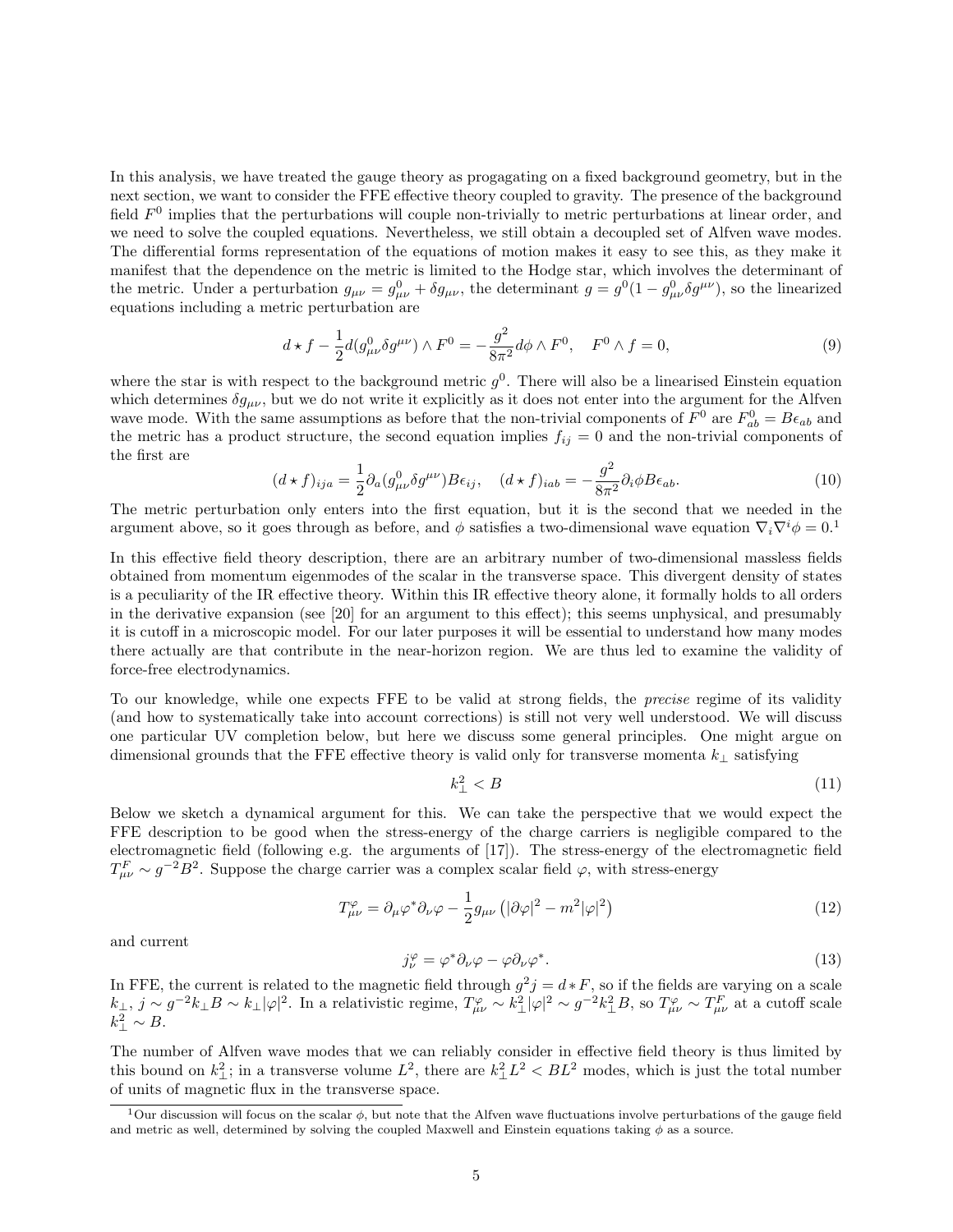In this analysis, we have treated the gauge theory as progagating on a fixed background geometry, but in the next section, we want to consider the FFE effective theory coupled to gravity. The presence of the background field $F^0$ implies that the perturbations will couple non-trivially to metric perturbations at linear order, and we need to solve the coupled equations. Nevertheless, we still obtain a decoupled set of Alfven wave modes. The differential forms representation of the equations of motion makes it easy to see this, as they make it manifest that the dependence on the metric is limited to the Hodge star, which involves the determinant of the metric. Under a perturbation $g_{\mu\nu} = g^0_{\mu\nu} + \delta g_{\mu\nu}$, the determinant $g = g^0(1 - g^0_{\mu\nu}\delta g^{\mu\nu})$, so the linearized equations including a metric perturbation are

$$d\star f - \frac{1}{2}d(g^0_{\mu\nu}\delta g^{\mu\nu}) \wedge F^0 = -\frac{g^2}{8\pi^2}d\phi \wedge F^0, \quad F^0 \wedge f = 0, \tag{9}$$

where the star is with respect to the background metric $g^0$. There will also be a linearised Einstein equation which determines $\delta g_{\mu\nu}$, but we do not write it explicitly as it does not enter into the argument for the Alfven wave mode. With the same assumptions as before that the non-trivial components of $F^0$ are $F^0_{ab} = B\epsilon_{ab}$ and the metric has a product structure, the second equation implies $f_{ij} = 0$ and the non-trivial components of the first are

$$(d\star f)_{ija} = \frac{1}{2}\partial_a(g^0_{\mu\nu}\delta g^{\mu\nu})B\epsilon_{ij}, \quad (d\star f)_{iab} = -\frac{g^2}{8\pi^2}\partial_i\phi B\epsilon_{ab}. \tag{10}$$

The metric perturbation only enters into the first equation, but it is the second that we needed in the argument above, so it goes through as before, and $\phi$ satisfies a two-dimensional wave equation $\nabla_i\nabla^i\phi = 0$.[1]

In this effective field theory description, there are an arbitrary number of two-dimensional massless fields obtained from momentum eigenmodes of the scalar in the transverse space. This divergent density of states is a peculiarity of the IR effective theory. Within this IR effective theory alone, it formally holds to all orders in the derivative expansion (see [20] for an argument to this effect); this seems unphysical, and presumably it is cutoff in a microscopic model. For our later purposes it will be essential to understand how many modes there actually are that contribute in the near-horizon region. We are thus led to examine the validity of force-free electrodynamics.

To our knowledge, while one expects FFE to be valid at strong fields, the *precise* regime of its validity (and how to systematically take into account corrections) is still not very well understood. We will discuss one particular UV completion below, but here we discuss some general principles. One might argue on dimensional grounds that the FFE effective theory is valid only for transverse momenta $k_\perp$ satisfying

$$k_\perp^2 < B \tag{11}$$

Below we sketch a dynamical argument for this. We can take the perspective that we would expect the FFE description to be good when the stress-energy of the charge carriers is negligible compared to the electromagnetic field (following e.g. the arguments of [17]). The stress-energy of the electromagnetic field $T^F_{\mu\nu} \sim g^{-2}B^2$. Suppose the charge carrier was a complex scalar field $\varphi$, with stress-energy

$$T^\varphi_{\mu\nu} = \partial_\mu\varphi^*\partial_\nu\varphi - \frac{1}{2}g_{\mu\nu}\left(|\partial\varphi|^2 - m^2|\varphi|^2\right) \tag{12}$$

and current

$$j^\varphi_\nu = \varphi^*\partial_\nu\varphi - \varphi\partial_\nu\varphi^*. \tag{13}$$

In FFE, the current is related to the magnetic field through $g^2 j = d * F$, so if the fields are varying on a scale $k_\perp$, $j \sim g^{-2}k_\perp B \sim k_\perp|\varphi|^2$. In a relativistic regime, $T^\varphi_{\mu\nu} \sim k_\perp^2|\varphi|^2 \sim g^{-2}k_\perp^2 B$, so $T^\varphi_{\mu\nu} \sim T^F_{\mu\nu}$ at a cutoff scale $k_\perp^2 \sim B$.

The number of Alfven wave modes that we can reliably consider in effective field theory is thus limited by this bound on $k_\perp^2$; in a transverse volume $L^2$, there are $k_\perp^2 L^2 < BL^2$ modes, which is just the total number of units of magnetic flux in the transverse space.

[1] Our discussion will focus on the scalar $\phi$, but note that the Alfven wave fluctuations involve perturbations of the gauge field and metric as well, determined by solving the coupled Maxwell and Einstein equations taking $\phi$ as a source.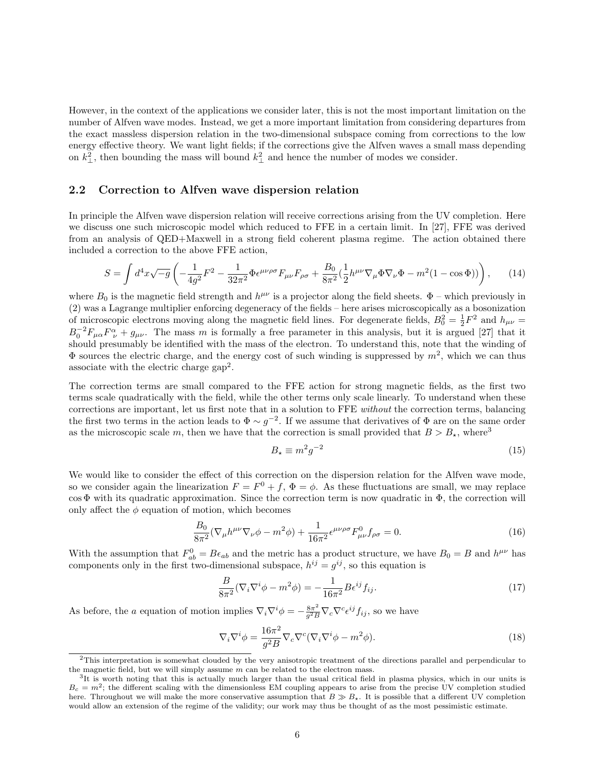However, in the context of the applications we consider later, this is not the most important limitation on the number of Alfven wave modes. Instead, we get a more important limitation from considering departures from the exact massless dispersion relation in the two-dimensional subspace coming from corrections to the low energy effective theory. We want light fields; if the corrections give the Alfven waves a small mass depending on $k_\perp^2$, then bounding the mass will bound $k_\perp^2$ and hence the number of modes we consider.

### 2.2 Correction to Alfven wave dispersion relation

In principle the Alfven wave dispersion relation will receive corrections arising from the UV completion. Here we discuss one such microscopic model which reduced to FFE in a certain limit. In [27], FFE was derived from an analysis of QED+Maxwell in a strong field coherent plasma regime. The action obtained there included a correction to the above FFE action,

$$S = \int d^4x\sqrt{-g}\left(-\frac{1}{4g^2}F^2 - \frac{1}{32\pi^2}\Phi\epsilon^{\mu\nu\rho\sigma}F_{\mu\nu}F_{\rho\sigma} + \frac{B_0}{8\pi^2}\left(\frac{1}{2}h^{\mu\nu}\nabla_\mu\Phi\nabla_\nu\Phi - m^2(1-\cos\Phi)\right)\right), \tag{14}$$

where $B_0$ is the magnetic field strength and $h^{\mu\nu}$ is a projector along the field sheets. $\Phi$ – which previously in (2) was a Lagrange multiplier enforcing degeneracy of the fields – here arises microscopically as a bosonization of microscopic electrons moving along the magnetic field lines. For degenerate fields, $B_0^2 = \frac{1}{2}F^2$ and $h_{\mu\nu} = B_0^{-2}F_{\mu\alpha}F^\alpha_{\ \nu} + g_{\mu\nu}$. The mass $m$ is formally a free parameter in this analysis, but it is argued [27] that it should presumably be identified with the mass of the electron. To understand this, note that the winding of $\Phi$ sources the electric charge, and the energy cost of such winding is suppressed by $m^2$, which we can thus associate with the electric charge gap[2].

The correction terms are small compared to the FFE action for strong magnetic fields, as the first two terms scale quadratically with the field, while the other terms only scale linearly. To understand when these corrections are important, let us first note that in a solution to FFE *without* the correction terms, balancing the first two terms in the action leads to $\Phi \sim g^{-2}$. If we assume that derivatives of $\Phi$ are on the same order as the microscopic scale $m$, then we have that the correction is small provided that $B > B_\star$, where[3]

$$B_\star \equiv m^2 g^{-2} \tag{15}$$

We would like to consider the effect of this correction on the dispersion relation for the Alfven wave mode, so we consider again the linearization $F = F^0 + f$, $\Phi = \phi$. As these fluctuations are small, we may replace $\cos\Phi$ with its quadratic approximation. Since the correction term is now quadratic in $\Phi$, the correction will only affect the $\phi$ equation of motion, which becomes

$$\frac{B_0}{8\pi^2}(\nabla_\mu h^{\mu\nu}\nabla_\nu\phi - m^2\phi) + \frac{1}{16\pi^2}\epsilon^{\mu\nu\rho\sigma}F^0_{\mu\nu}f_{\rho\sigma} = 0. \tag{16}$$

With the assumption that $F^0_{ab} = B\epsilon_{ab}$ and the metric has a product structure, we have $B_0 = B$ and $h^{\mu\nu}$ has components only in the first two-dimensional subspace, $h^{ij} = g^{ij}$, so this equation is

$$\frac{B}{8\pi^2}(\nabla_i\nabla^i\phi - m^2\phi) = -\frac{1}{16\pi^2}B\epsilon^{ij}f_{ij}. \tag{17}$$

As before, the $a$ equation of motion implies $\nabla_i\nabla^i\phi = -\frac{8\pi^2}{g^2 B}\nabla_c\nabla^c\epsilon^{ij}f_{ij}$, so we have

$$\nabla_i\nabla^i\phi = \frac{16\pi^2}{g^2 B}\nabla_c\nabla^c(\nabla_i\nabla^i\phi - m^2\phi). \tag{18}$$

---

[2] This interpretation is somewhat clouded by the very anisotropic treatment of the directions parallel and perpendicular to the magnetic field, but we will simply assume $m$ can be related to the electron mass.

[3] It is worth noting that this is actually much larger than the usual critical field in plasma physics, which in our units is $B_c = m^2$; the different scaling with the dimensionless EM coupling appears to arise from the precise UV completion studied here. Throughout we will make the more conservative assumption that $B \gg B_\star$. It is possible that a different UV completion would allow an extension of the regime of the validity; our work may thus be thought of as the most pessimistic estimate.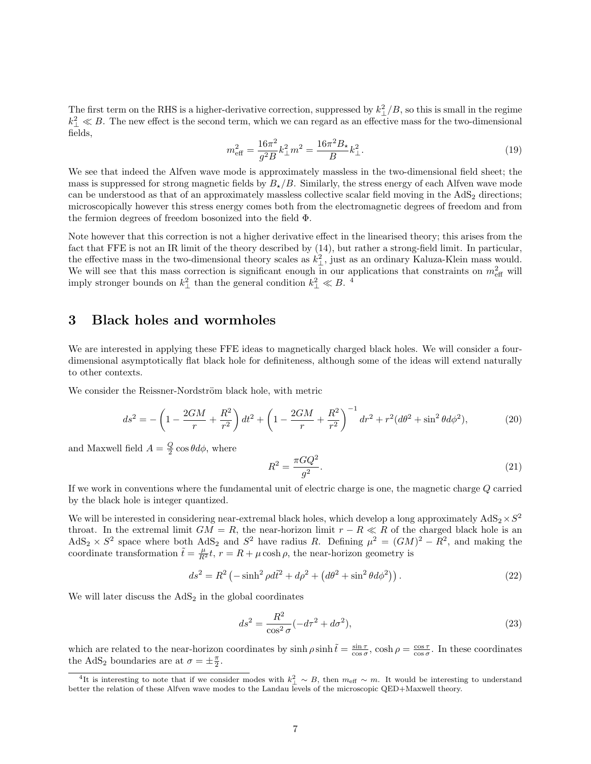The first term on the RHS is a higher-derivative correction, suppressed by $k_\perp^2/B$, so this is small in the regime $k_\perp^2 \ll B$. The new effect is the second term, which we can regard as an effective mass for the two-dimensional fields,

$$m_{\text{eff}}^2 = \frac{16\pi^2}{g^2 B} k_\perp^2 m^2 = \frac{16\pi^2 B_\star}{B} k_\perp^2. \tag{19}$$

We see that indeed the Alfven wave mode is approximately massless in the two-dimensional field sheet; the mass is suppressed for strong magnetic fields by $B_\star/B$. Similarly, the stress energy of each Alfven wave mode can be understood as that of an approximately massless collective scalar field moving in the $\text{AdS}_2$ directions; microscopically however this stress energy comes both from the electromagnetic degrees of freedom and from the fermion degrees of freedom bosonized into the field $\Phi$.

Note however that this correction is not a higher derivative effect in the linearised theory; this arises from the fact that FFE is not an IR limit of the theory described by (14), but rather a strong-field limit. In particular, the effective mass in the two-dimensional theory scales as $k_\perp^2$, just as an ordinary Kaluza-Klein mass would. We will see that this mass correction is significant enough in our applications that constraints on $m_{\text{eff}}^2$ will imply stronger bounds on $k_\perp^2$ than the general condition $k_\perp^2 \ll B$. [4]

# 3 Black holes and wormholes

We are interested in applying these FFE ideas to magnetically charged black holes. We will consider a four-dimensional asymptotically flat black hole for definiteness, although some of the ideas will extend naturally to other contexts.

We consider the Reissner-Nordström black hole, with metric

$$ds^2 = -\left(1 - \frac{2GM}{r} + \frac{R^2}{r^2}\right) dt^2 + \left(1 - \frac{2GM}{r} + \frac{R^2}{r^2}\right)^{-1} dr^2 + r^2(d\theta^2 + \sin^2\theta d\phi^2), \tag{20}$$

and Maxwell field $A = \frac{Q}{2}\cos\theta d\phi$, where

$$R^2 = \frac{\pi G Q^2}{g^2}. \tag{21}$$

If we work in conventions where the fundamental unit of electric charge is one, the magnetic charge $Q$ carried by the black hole is integer quantized.

We will be interested in considering near-extremal black holes, which develop a long approximately $\text{AdS}_2 \times S^2$ throat. In the extremal limit $GM = R$, the near-horizon limit $r - R \ll R$ of the charged black hole is an $\text{AdS}_2 \times S^2$ space where both $\text{AdS}_2$ and $S^2$ have radius $R$. Defining $\mu^2 = (GM)^2 - R^2$, and making the coordinate transformation $\tilde{t} = \frac{\mu}{R^2} t$, $r = R + \mu \cosh\rho$, the near-horizon geometry is

$$ds^2 = R^2\left(-\sinh^2\rho d\tilde{t}^2 + d\rho^2 + \left(d\theta^2 + \sin^2\theta d\phi^2\right)\right). \tag{22}$$

We will later discuss the $\text{AdS}_2$ in the global coordinates

$$ds^2 = \frac{R^2}{\cos^2\sigma}(-d\tau^2 + d\sigma^2), \tag{23}$$

which are related to the near-horizon coordinates by $\sinh\rho \sinh\tilde{t} = \frac{\sin\tau}{\cos\sigma}$, $\cosh\rho = \frac{\cos\tau}{\cos\sigma}$. In these coordinates the $\text{AdS}_2$ boundaries are at $\sigma = \pm\frac{\pi}{2}$.

[4] It is interesting to note that if we consider modes with $k_\perp^2 \sim B$, then $m_{\text{eff}} \sim m$. It would be interesting to understand better the relation of these Alfven wave modes to the Landau levels of the microscopic QED+Maxwell theory.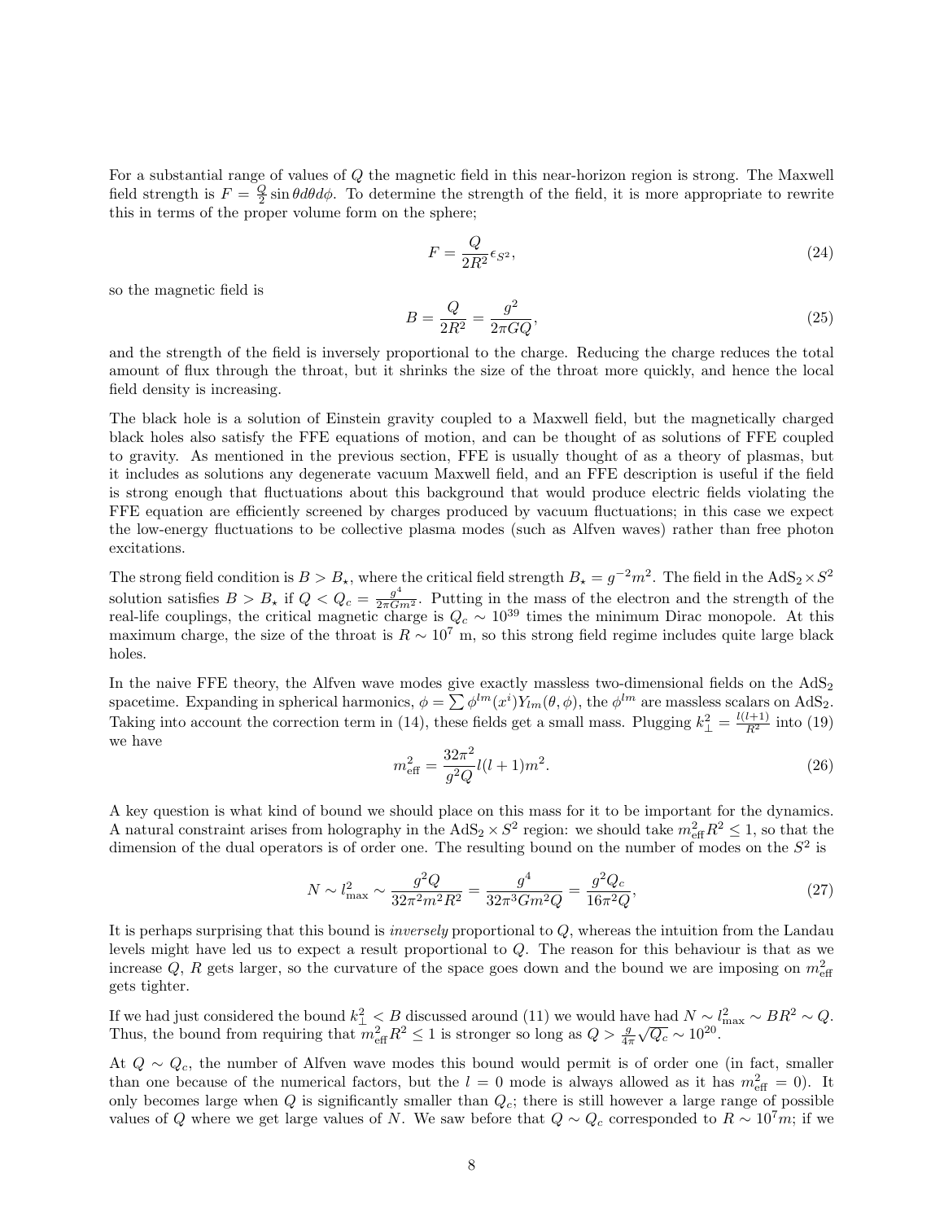For a substantial range of values of $Q$ the magnetic field in this near-horizon region is strong. The Maxwell field strength is $F = \frac{Q}{2}\sin\theta d\theta d\phi$. To determine the strength of the field, it is more appropriate to rewrite this in terms of the proper volume form on the sphere;

$$F = \frac{Q}{2R^2}\epsilon_{S^2}, \tag{24}$$

so the magnetic field is

$$B = \frac{Q}{2R^2} = \frac{g^2}{2\pi G Q}, \tag{25}$$

and the strength of the field is inversely proportional to the charge. Reducing the charge reduces the total amount of flux through the throat, but it shrinks the size of the throat more quickly, and hence the local field density is increasing.

The black hole is a solution of Einstein gravity coupled to a Maxwell field, but the magnetically charged black holes also satisfy the FFE equations of motion, and can be thought of as solutions of FFE coupled to gravity. As mentioned in the previous section, FFE is usually thought of as a theory of plasmas, but it includes as solutions any degenerate vacuum Maxwell field, and an FFE description is useful if the field is strong enough that fluctuations about this background that would produce electric fields violating the FFE equation are efficiently screened by charges produced by vacuum fluctuations; in this case we expect the low-energy fluctuations to be collective plasma modes (such as Alfven waves) rather than free photon excitations.

The strong field condition is $B > B_\star$, where the critical field strength $B_\star = g^{-2}m^2$. The field in the $\mathrm{AdS}_2 \times S^2$ solution satisfies $B > B_\star$ if $Q < Q_c = \frac{g^4}{2\pi G m^2}$. Putting in the mass of the electron and the strength of the real-life couplings, the critical magnetic charge is $Q_c \sim 10^{39}$ times the minimum Dirac monopole. At this maximum charge, the size of the throat is $R \sim 10^7$ m, so this strong field regime includes quite large black holes.

In the naive FFE theory, the Alfven wave modes give exactly massless two-dimensional fields on the $\mathrm{AdS}_2$ spacetime. Expanding in spherical harmonics, $\phi = \sum \phi^{lm}(x^i)Y_{lm}(\theta,\phi)$, the $\phi^{lm}$ are massless scalars on $\mathrm{AdS}_2$. Taking into account the correction term in (14), these fields get a small mass. Plugging $k_\perp^2 = \frac{l(l+1)}{R^2}$ into (19) we have

$$m_{\text{eff}}^2 = \frac{32\pi^2}{g^2 Q} l(l+1)m^2. \tag{26}$$

A key question is what kind of bound we should place on this mass for it to be important for the dynamics. A natural constraint arises from holography in the $\mathrm{AdS}_2 \times S^2$ region: we should take $m_{\text{eff}}^2 R^2 \leq 1$, so that the dimension of the dual operators is of order one. The resulting bound on the number of modes on the $S^2$ is

$$N \sim l_{\max}^2 \sim \frac{g^2 Q}{32\pi^2 m^2 R^2} = \frac{g^4}{32\pi^3 G m^2 Q} = \frac{g^2 Q_c}{16\pi^2 Q}, \tag{27}$$

It is perhaps surprising that this bound is *inversely* proportional to $Q$, whereas the intuition from the Landau levels might have led us to expect a result proportional to $Q$. The reason for this behaviour is that as we increase $Q$, $R$ gets larger, so the curvature of the space goes down and the bound we are imposing on $m_{\text{eff}}^2$ gets tighter.

If we had just considered the bound $k_\perp^2 < B$ discussed around (11) we would have had $N \sim l_{\max}^2 \sim BR^2 \sim Q$. Thus, the bound from requiring that $m_{\text{eff}}^2 R^2 \leq 1$ is stronger so long as $Q > \frac{g}{4\pi}\sqrt{Q_c} \sim 10^{20}$.

At $Q \sim Q_c$, the number of Alfven wave modes this bound would permit is of order one (in fact, smaller than one because of the numerical factors, but the $l = 0$ mode is always allowed as it has $m_{\text{eff}}^2 = 0$). It only becomes large when $Q$ is significantly smaller than $Q_c$; there is still however a large range of possible values of $Q$ where we get large values of $N$. We saw before that $Q \sim Q_c$ corresponded to $R \sim 10^7 m$; if we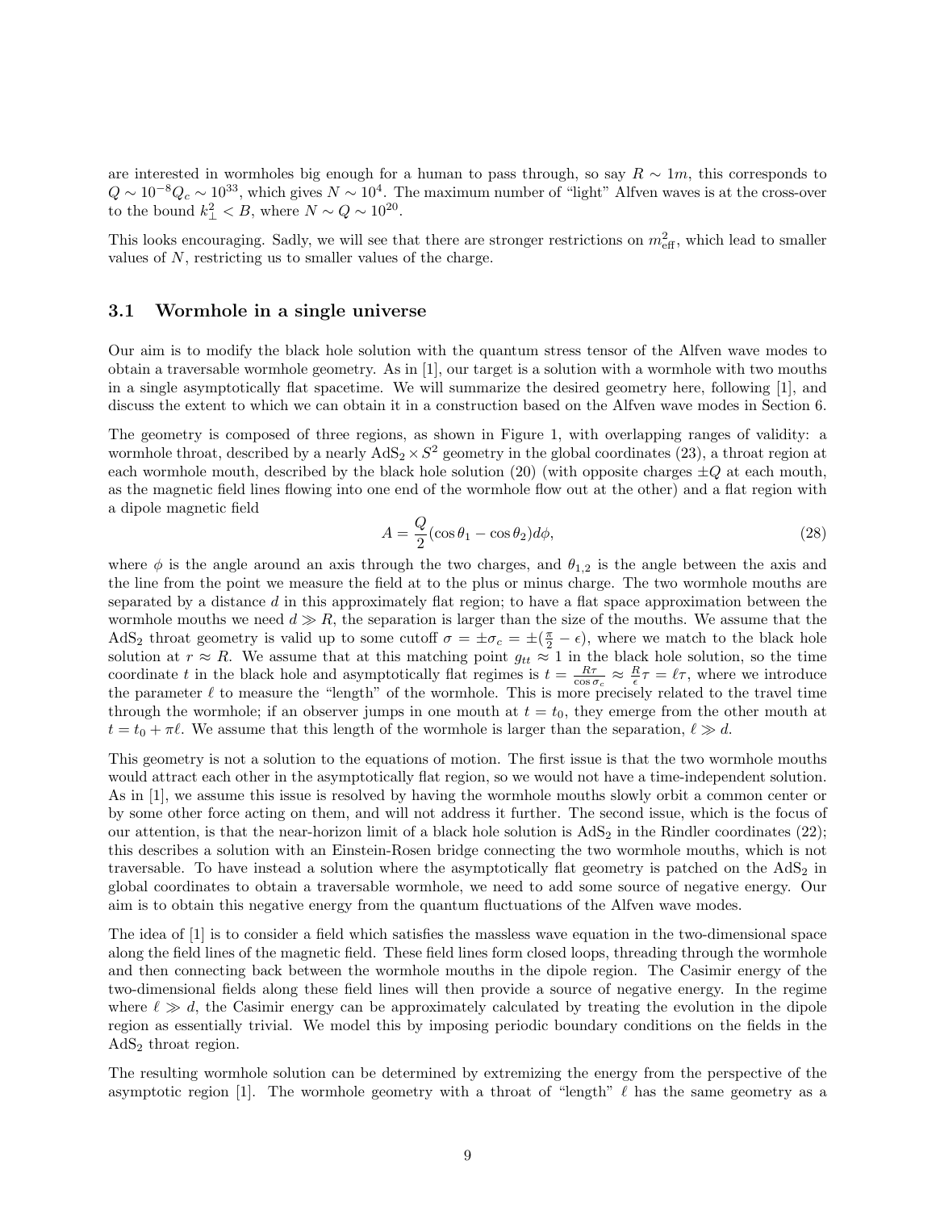are interested in wormholes big enough for a human to pass through, so say $R \sim 1m$, this corresponds to $Q \sim 10^{-8} Q_c \sim 10^{33}$, which gives $N \sim 10^4$. The maximum number of "light" Alfven waves is at the cross-over to the bound $k_\perp^2 < B$, where $N \sim Q \sim 10^{20}$.

This looks encouraging. Sadly, we will see that there are stronger restrictions on $m^2_{\text{eff}}$, which lead to smaller values of $N$, restricting us to smaller values of the charge.

### 3.1 Wormhole in a single universe

Our aim is to modify the black hole solution with the quantum stress tensor of the Alfven wave modes to obtain a traversable wormhole geometry. As in [1], our target is a solution with a wormhole with two mouths in a single asymptotically flat spacetime. We will summarize the desired geometry here, following [1], and discuss the extent to which we can obtain it in a construction based on the Alfven wave modes in Section 6.

The geometry is composed of three regions, as shown in Figure 1, with overlapping ranges of validity: a wormhole throat, described by a nearly $\text{AdS}_2 \times S^2$ geometry in the global coordinates (23), a throat region at each wormhole mouth, described by the black hole solution (20) (with opposite charges $\pm Q$ at each mouth, as the magnetic field lines flowing into one end of the wormhole flow out at the other) and a flat region with a dipole magnetic field

$$A = \frac{Q}{2}(\cos\theta_1 - \cos\theta_2) d\phi, \tag{28}$$

where $\phi$ is the angle around an axis through the two charges, and $\theta_{1,2}$ is the angle between the axis and the line from the point we measure the field at to the plus or minus charge. The two wormhole mouths are separated by a distance $d$ in this approximately flat region; to have a flat space approximation between the wormhole mouths we need $d \gg R$, the separation is larger than the size of the mouths. We assume that the $\text{AdS}_2$ throat geometry is valid up to some cutoff $\sigma = \pm\sigma_c = \pm(\frac{\pi}{2} - \epsilon)$, where we match to the black hole solution at $r \approx R$. We assume that at this matching point $g_{tt} \approx 1$ in the black hole solution, so the time coordinate $t$ in the black hole and asymptotically flat regimes is $t = \frac{R\tau}{\cos\sigma_c} \approx \frac{R}{\epsilon}\tau = \ell\tau$, where we introduce the parameter $\ell$ to measure the "length" of the wormhole. This is more precisely related to the travel time through the wormhole; if an observer jumps in one mouth at $t = t_0$, they emerge from the other mouth at $t = t_0 + \pi\ell$. We assume that this length of the wormhole is larger than the separation, $\ell \gg d$.

This geometry is not a solution to the equations of motion. The first issue is that the two wormhole mouths would attract each other in the asymptotically flat region, so we would not have a time-independent solution. As in [1], we assume this issue is resolved by having the wormhole mouths slowly orbit a common center or by some other force acting on them, and will not address it further. The second issue, which is the focus of our attention, is that the near-horizon limit of a black hole solution is $\text{AdS}_2$ in the Rindler coordinates (22); this describes a solution with an Einstein-Rosen bridge connecting the two wormhole mouths, which is not traversable. To have instead a solution where the asymptotically flat geometry is patched on the $\text{AdS}_2$ in global coordinates to obtain a traversable wormhole, we need to add some source of negative energy. Our aim is to obtain this negative energy from the quantum fluctuations of the Alfven wave modes.

The idea of [1] is to consider a field which satisfies the massless wave equation in the two-dimensional space along the field lines of the magnetic field. These field lines form closed loops, threading through the wormhole and then connecting back between the wormhole mouths in the dipole region. The Casimir energy of the two-dimensional fields along these field lines will then provide a source of negative energy. In the regime where $\ell \gg d$, the Casimir energy can be approximately calculated by treating the evolution in the dipole region as essentially trivial. We model this by imposing periodic boundary conditions on the fields in the $\text{AdS}_2$ throat region.

The resulting wormhole solution can be determined by extremizing the energy from the perspective of the asymptotic region [1]. The wormhole geometry with a throat of "length" $\ell$ has the same geometry as a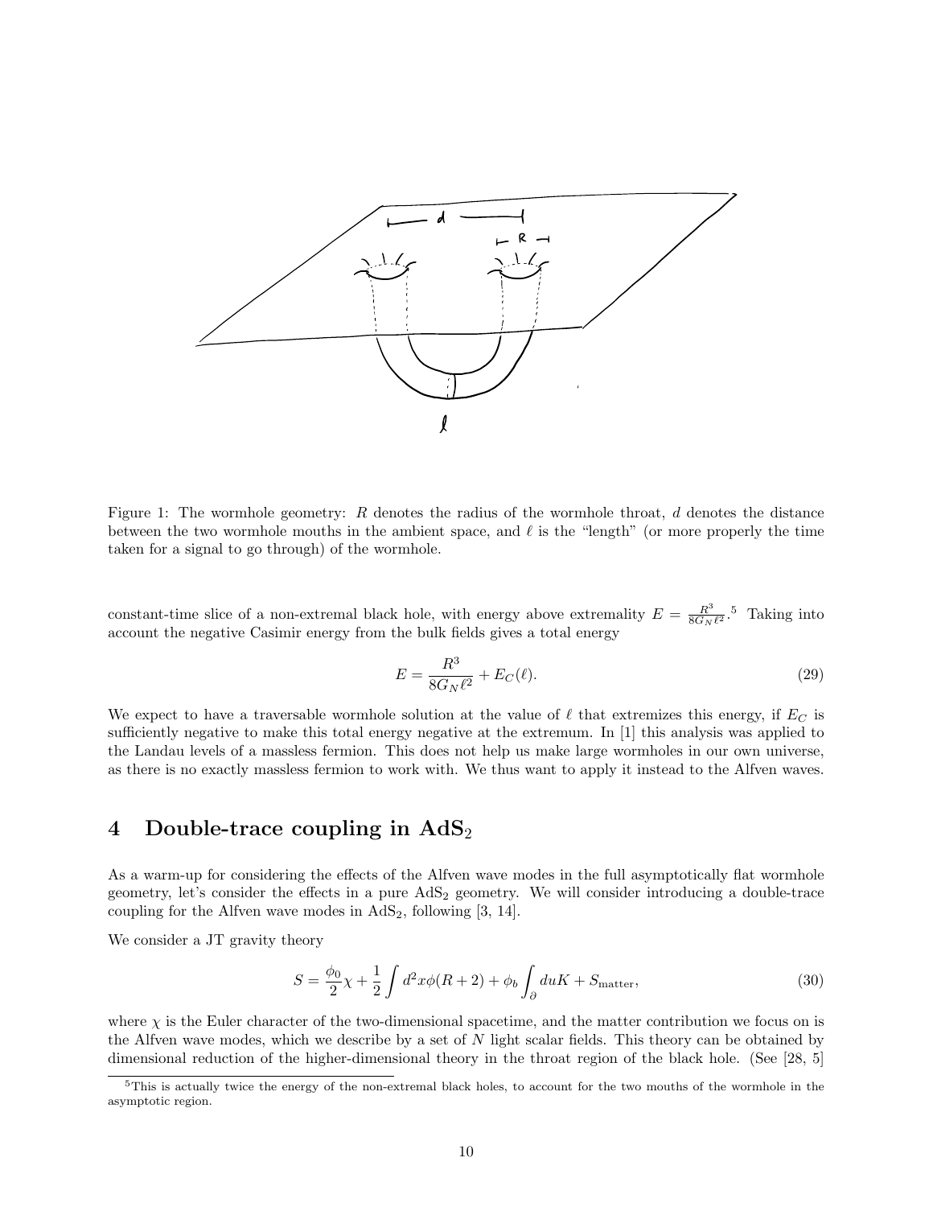Figure 1: The wormhole geometry: $R$ denotes the radius of the wormhole throat, $d$ denotes the distance between the two wormhole mouths in the ambient space, and $\ell$ is the "length" (or more properly the time taken for a signal to go through) of the wormhole.

constant-time slice of a non-extremal black hole, with energy above extremality $E = \frac{R^3}{8G_N \ell^2}$.[5] Taking into account the negative Casimir energy from the bulk fields gives a total energy

$$E = \frac{R^3}{8G_N \ell^2} + E_C(\ell). \tag{29}$$

We expect to have a traversable wormhole solution at the value of $\ell$ that extremizes this energy, if $E_C$ is sufficiently negative to make this total energy negative at the extremum. In [1] this analysis was applied to the Landau levels of a massless fermion. This does not help us make large wormholes in our own universe, as there is no exactly massless fermion to work with. We thus want to apply it instead to the Alfven waves.

## 4 Double-trace coupling in AdS$_2$

As a warm-up for considering the effects of the Alfven wave modes in the full asymptotically flat wormhole geometry, let's consider the effects in a pure AdS$_2$ geometry. We will consider introducing a double-trace coupling for the Alfven wave modes in AdS$_2$, following [3, 14].

We consider a JT gravity theory

$$S = \frac{\phi_0}{2}\chi + \frac{1}{2}\int d^2x \phi(R+2) + \phi_b \int_\partial du K + S_{\text{matter}}, \tag{30}$$

where $\chi$ is the Euler character of the two-dimensional spacetime, and the matter contribution we focus on is the Alfven wave modes, which we describe by a set of $N$ light scalar fields. This theory can be obtained by dimensional reduction of the higher-dimensional theory in the throat region of the black hole. (See [28, 5]

[5] This is actually twice the energy of the non-extremal black holes, to account for the two mouths of the wormhole in the asymptotic region.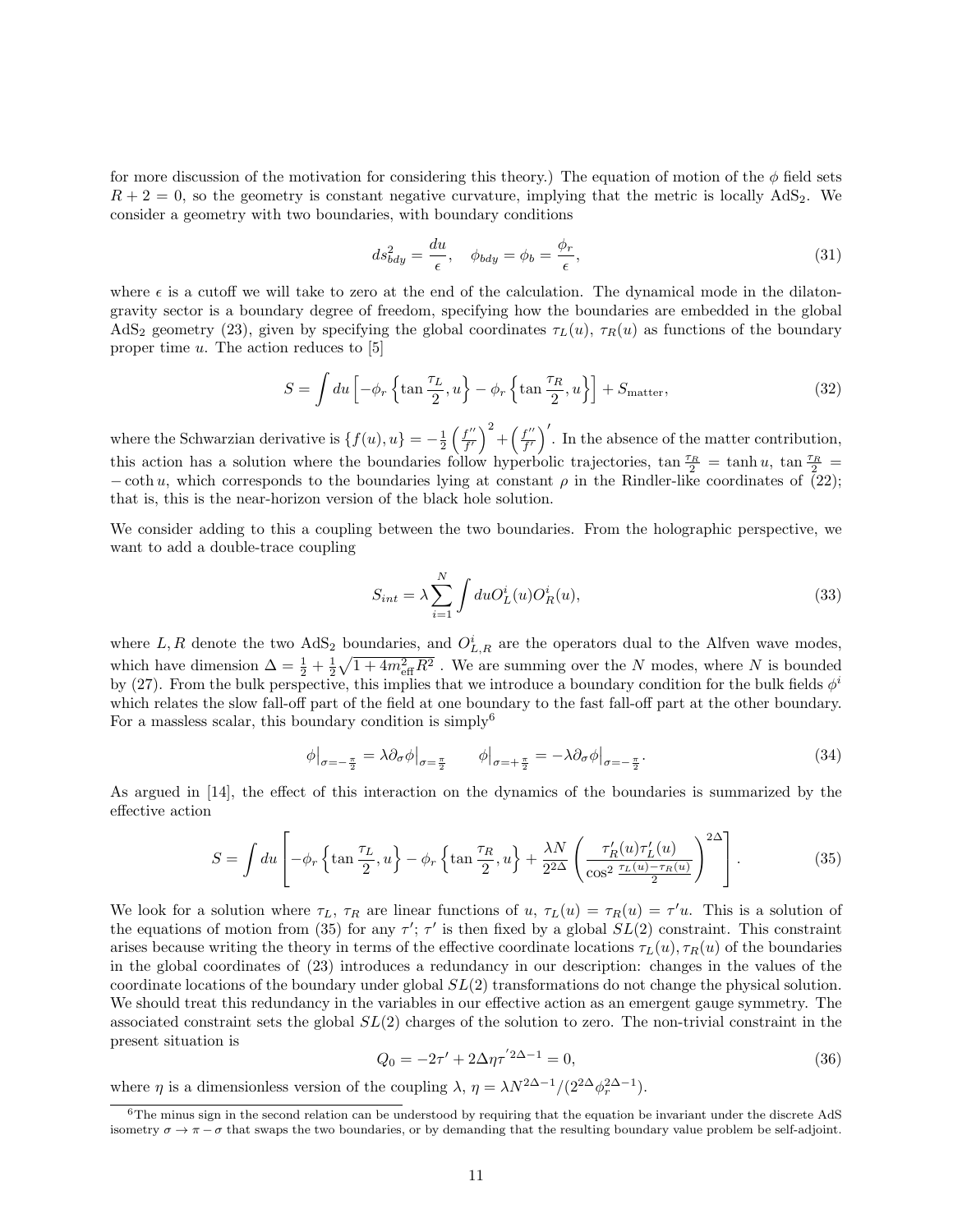for more discussion of the motivation for considering this theory.) The equation of motion of the $\phi$ field sets $R + 2 = 0$, so the geometry is constant negative curvature, implying that the metric is locally AdS$_2$. We consider a geometry with two boundaries, with boundary conditions

$$ds^2_{bdy} = \frac{du}{\epsilon}, \quad \phi_{bdy} = \phi_b = \frac{\phi_r}{\epsilon}, \tag{31}$$

where $\epsilon$ is a cutoff we will take to zero at the end of the calculation. The dynamical mode in the dilaton-gravity sector is a boundary degree of freedom, specifying how the boundaries are embedded in the global AdS$_2$ geometry (23), given by specifying the global coordinates $\tau_L(u)$, $\tau_R(u)$ as functions of the boundary proper time $u$. The action reduces to [5]

$$S = \int du \left[ -\phi_r \left\{ \tan \frac{\tau_L}{2}, u \right\} - \phi_r \left\{ \tan \frac{\tau_R}{2}, u \right\} \right] + S_{\text{matter}}, \tag{32}$$

where the Schwarzian derivative is $\{f(u), u\} = -\frac{1}{2}\left(\frac{f''}{f'}\right)^2 + \left(\frac{f''}{f'}\right)'$. In the absence of the matter contribution, this action has a solution where the boundaries follow hyperbolic trajectories, $\tan \frac{\tau_R}{2} = \tanh u$, $\tan \frac{\tau_R}{2} = -\coth u$, which corresponds to the boundaries lying at constant $\rho$ in the Rindler-like coordinates of (22); that is, this is the near-horizon version of the black hole solution.

We consider adding to this a coupling between the two boundaries. From the holographic perspective, we want to add a double-trace coupling

$$S_{int} = \lambda \sum_{i=1}^{N} \int du O^i_L(u) O^i_R(u), \tag{33}$$

where $L, R$ denote the two AdS$_2$ boundaries, and $O^i_{L,R}$ are the operators dual to the Alfven wave modes, which have dimension $\Delta = \frac{1}{2} + \frac{1}{2}\sqrt{1 + 4m^2_{\text{eff}} R^2}$ . We are summing over the $N$ modes, where $N$ is bounded by (27). From the bulk perspective, this implies that we introduce a boundary condition for the bulk fields $\phi^i$ which relates the slow fall-off part of the field at one boundary to the fast fall-off part at the other boundary. For a massless scalar, this boundary condition is simply[6]

$$\phi\big|_{\sigma=-\frac{\pi}{2}} = \lambda \partial_\sigma \phi\big|_{\sigma=\frac{\pi}{2}} \qquad \phi\big|_{\sigma=+\frac{\pi}{2}} = -\lambda \partial_\sigma \phi\big|_{\sigma=-\frac{\pi}{2}}. \tag{34}$$

As argued in [14], the effect of this interaction on the dynamics of the boundaries is summarized by the effective action

$$S = \int du \left[ -\phi_r \left\{ \tan \frac{\tau_L}{2}, u \right\} - \phi_r \left\{ \tan \frac{\tau_R}{2}, u \right\} + \frac{\lambda N}{2^{2\Delta}} \left( \frac{\tau'_R(u) \tau'_L(u)}{\cos^2 \frac{\tau_L(u) - \tau_R(u)}{2}} \right)^{2\Delta} \right]. \tag{35}$$

We look for a solution where $\tau_L$, $\tau_R$ are linear functions of $u$, $\tau_L(u) = \tau_R(u) = \tau' u$. This is a solution of the equations of motion from (35) for any $\tau'$; $\tau'$ is then fixed by a global $SL(2)$ constraint. This constraint arises because writing the theory in terms of the effective coordinate locations $\tau_L(u), \tau_R(u)$ of the boundaries in the global coordinates of (23) introduces a redundancy in our description: changes in the values of the coordinate locations of the boundary under global $SL(2)$ transformations do not change the physical solution. We should treat this redundancy in the variables in our effective action as an emergent gauge symmetry. The associated constraint sets the global $SL(2)$ charges of the solution to zero. The non-trivial constraint in the present situation is

$$Q_0 = -2\tau' + 2\Delta \eta \tau'^{2\Delta - 1} = 0, \tag{36}$$

where $\eta$ is a dimensionless version of the coupling $\lambda$, $\eta = \lambda N^{2\Delta-1}/(2^{2\Delta}\phi_r^{2\Delta-1})$.

[6] The minus sign in the second relation can be understood by requiring that the equation be invariant under the discrete AdS isometry $\sigma \to \pi - \sigma$ that swaps the two boundaries, or by demanding that the resulting boundary value problem be self-adjoint.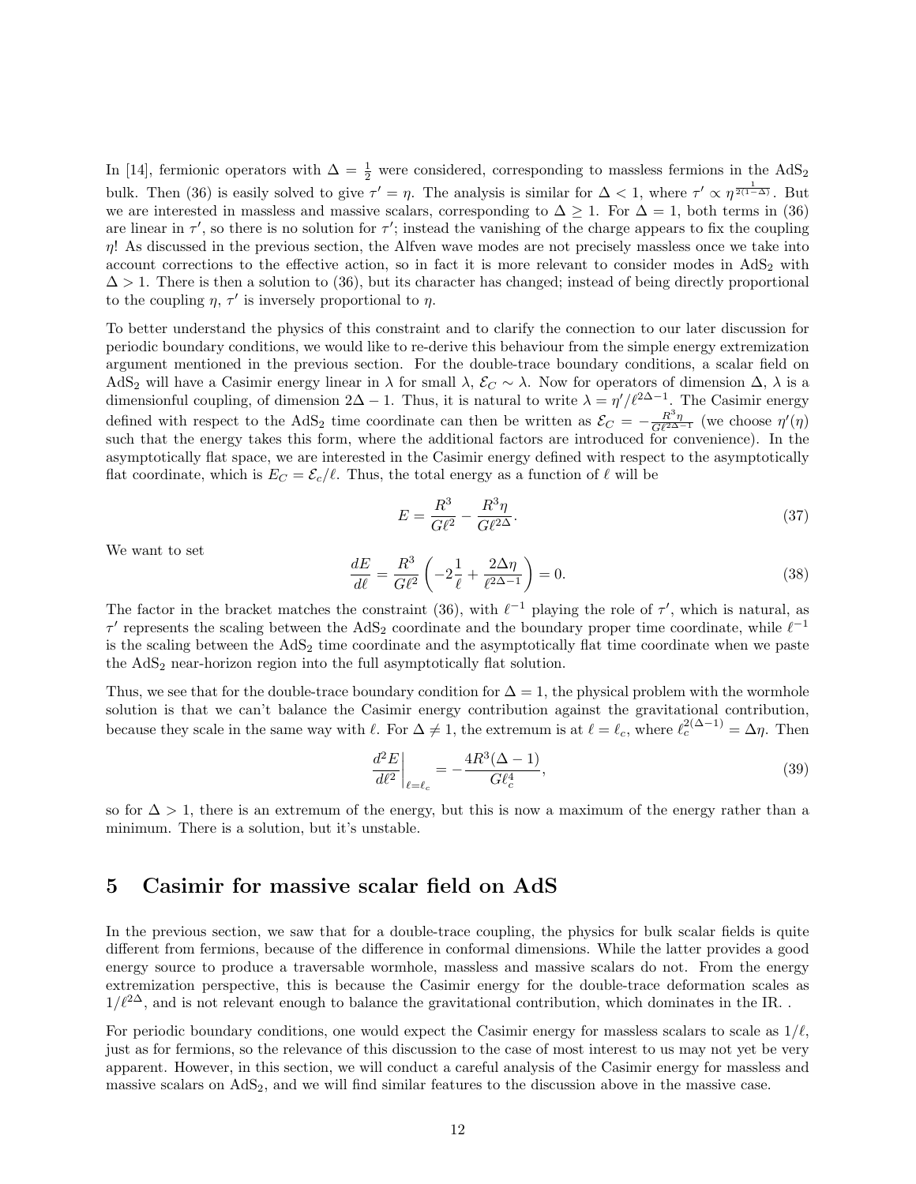In [14], fermionic operators with $\Delta = \frac{1}{2}$ were considered, corresponding to massless fermions in the AdS$_2$ bulk. Then (36) is easily solved to give $\tau' = \eta$. The analysis is similar for $\Delta < 1$, where $\tau' \propto \eta^{\frac{1}{2(1-\Delta)}}$. But we are interested in massless and massive scalars, corresponding to $\Delta \geq 1$. For $\Delta = 1$, both terms in (36) are linear in $\tau'$, so there is no solution for $\tau'$; instead the vanishing of the charge appears to fix the coupling $\eta$! As discussed in the previous section, the Alfven wave modes are not precisely massless once we take into account corrections to the effective action, so in fact it is more relevant to consider modes in AdS$_2$ with $\Delta > 1$. There is then a solution to (36), but its character has changed; instead of being directly proportional to the coupling $\eta$, $\tau'$ is inversely proportional to $\eta$.

To better understand the physics of this constraint and to clarify the connection to our later discussion for periodic boundary conditions, we would like to re-derive this behaviour from the simple energy extremization argument mentioned in the previous section. For the double-trace boundary conditions, a scalar field on AdS$_2$ will have a Casimir energy linear in $\lambda$ for small $\lambda$, $\mathcal{E}_C \sim \lambda$. Now for operators of dimension $\Delta$, $\lambda$ is a dimensionful coupling, of dimension $2\Delta - 1$. Thus, it is natural to write $\lambda = \eta'/\ell^{2\Delta-1}$. The Casimir energy defined with respect to the AdS$_2$ time coordinate can then be written as $\mathcal{E}_C = -\frac{R^3\eta}{G\ell^{2\Delta-1}}$ (we choose $\eta'(\eta)$ such that the energy takes this form, where the additional factors are introduced for convenience). In the asymptotically flat space, we are interested in the Casimir energy defined with respect to the asymptotically flat coordinate, which is $E_C = \mathcal{E}_c/\ell$. Thus, the total energy as a function of $\ell$ will be

$$E = \frac{R^3}{G\ell^2} - \frac{R^3\eta}{G\ell^{2\Delta}}. \tag{37}$$

We want to set

$$\frac{dE}{d\ell} = \frac{R^3}{G\ell^2}\left(-2\frac{1}{\ell} + \frac{2\Delta\eta}{\ell^{2\Delta-1}}\right) = 0. \tag{38}$$

The factor in the bracket matches the constraint (36), with $\ell^{-1}$ playing the role of $\tau'$, which is natural, as $\tau'$ represents the scaling between the AdS$_2$ coordinate and the boundary proper time coordinate, while $\ell^{-1}$ is the scaling between the AdS$_2$ time coordinate and the asymptotically flat time coordinate when we paste the AdS$_2$ near-horizon region into the full asymptotically flat solution.

Thus, we see that for the double-trace boundary condition for $\Delta = 1$, the physical problem with the wormhole solution is that we can't balance the Casimir energy contribution against the gravitational contribution, because they scale in the same way with $\ell$. For $\Delta \neq 1$, the extremum is at $\ell = \ell_c$, where $\ell_c^{2(\Delta-1)} = \Delta\eta$. Then

$$\left.\frac{d^2E}{d\ell^2}\right|_{\ell=\ell_c} = -\frac{4R^3(\Delta-1)}{G\ell_c^4}, \tag{39}$$

so for $\Delta > 1$, there is an extremum of the energy, but this is now a maximum of the energy rather than a minimum. There is a solution, but it's unstable.

# 5 Casimir for massive scalar field on AdS

In the previous section, we saw that for a double-trace coupling, the physics for bulk scalar fields is quite different from fermions, because of the difference in conformal dimensions. While the latter provides a good energy source to produce a traversable wormhole, massless and massive scalars do not. From the energy extremization perspective, this is because the Casimir energy for the double-trace deformation scales as $1/\ell^{2\Delta}$, and is not relevant enough to balance the gravitational contribution, which dominates in the IR. .

For periodic boundary conditions, one would expect the Casimir energy for massless scalars to scale as $1/\ell$, just as for fermions, so the relevance of this discussion to the case of most interest to us may not yet be very apparent. However, in this section, we will conduct a careful analysis of the Casimir energy for massless and massive scalars on AdS$_2$, and we will find similar features to the discussion above in the massive case.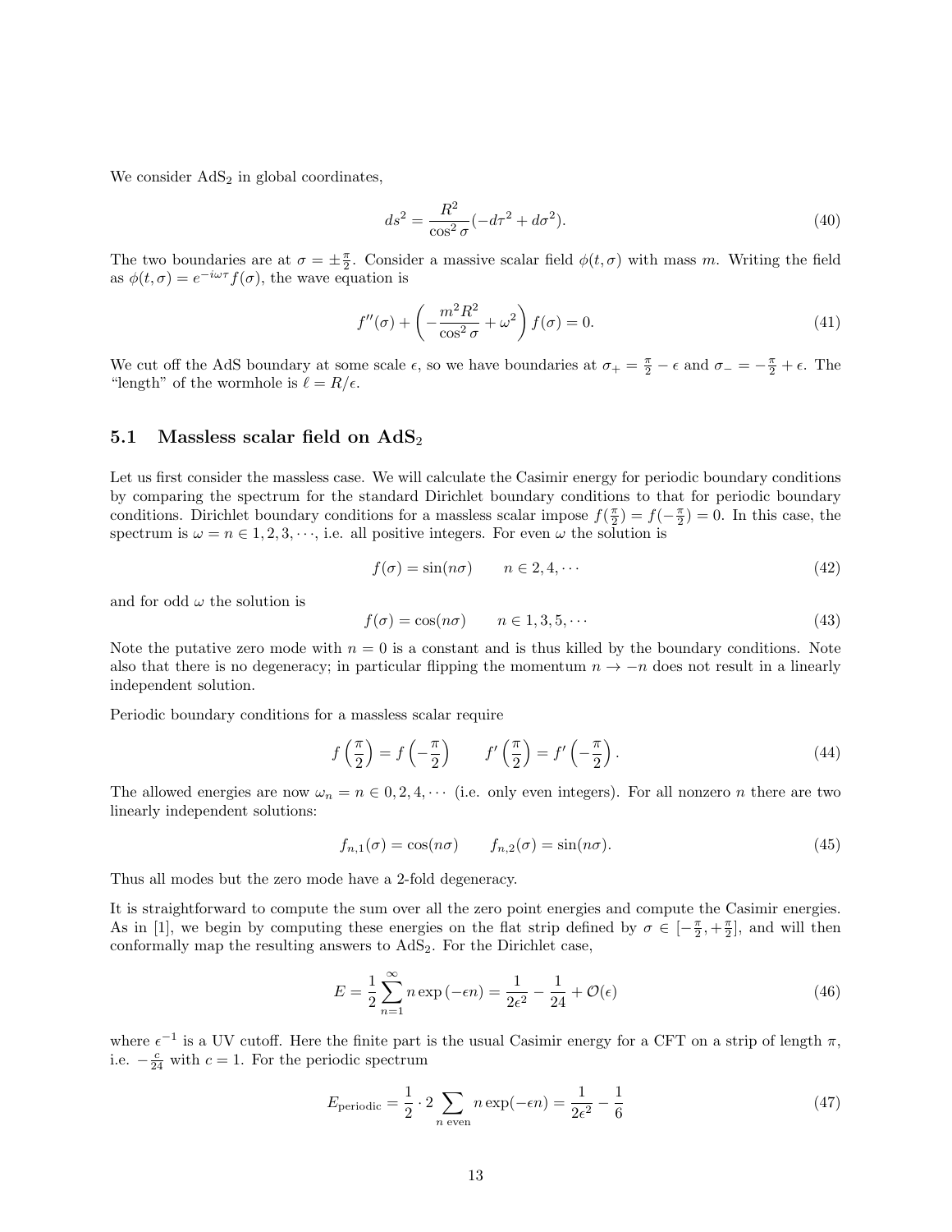We consider $\mathrm{AdS}_2$ in global coordinates,

$$ds^2 = \frac{R^2}{\cos^2 \sigma}(-d\tau^2 + d\sigma^2). \tag{40}$$

The two boundaries are at $\sigma = \pm\frac{\pi}{2}$. Consider a massive scalar field $\phi(t,\sigma)$ with mass $m$. Writing the field as $\phi(t,\sigma) = e^{-i\omega\tau} f(\sigma)$, the wave equation is

$$f''(\sigma) + \left(-\frac{m^2R^2}{\cos^2 \sigma} + \omega^2\right) f(\sigma) = 0. \tag{41}$$

We cut off the AdS boundary at some scale $\epsilon$, so we have boundaries at $\sigma_+ = \frac{\pi}{2} - \epsilon$ and $\sigma_- = -\frac{\pi}{2} + \epsilon$. The "length" of the wormhole is $\ell = R/\epsilon$.

## 5.1 Massless scalar field on $\mathrm{AdS}_2$

Let us first consider the massless case. We will calculate the Casimir energy for periodic boundary conditions by comparing the spectrum for the standard Dirichlet boundary conditions to that for periodic boundary conditions. Dirichlet boundary conditions for a massless scalar impose $f(\frac{\pi}{2}) = f(-\frac{\pi}{2}) = 0$. In this case, the spectrum is $\omega = n \in 1, 2, 3, \cdots$, i.e. all positive integers. For even $\omega$ the solution is

$$f(\sigma) = \sin(n\sigma) \qquad n \in 2, 4, \cdots \tag{42}$$

and for odd $\omega$ the solution is

$$f(\sigma) = \cos(n\sigma) \qquad n \in 1, 3, 5, \cdots \tag{43}$$

Note the putative zero mode with $n = 0$ is a constant and is thus killed by the boundary conditions. Note also that there is no degeneracy; in particular flipping the momentum $n \to -n$ does not result in a linearly independent solution.

Periodic boundary conditions for a massless scalar require

$$f\left(\frac{\pi}{2}\right) = f\left(-\frac{\pi}{2}\right) \qquad f'\left(\frac{\pi}{2}\right) = f'\left(-\frac{\pi}{2}\right). \tag{44}$$

The allowed energies are now $\omega_n = n \in 0, 2, 4, \cdots$ (i.e. only even integers). For all nonzero $n$ there are two linearly independent solutions:

$$f_{n,1}(\sigma) = \cos(n\sigma) \qquad f_{n,2}(\sigma) = \sin(n\sigma). \tag{45}$$

Thus all modes but the zero mode have a 2-fold degeneracy.

It is straightforward to compute the sum over all the zero point energies and compute the Casimir energies. As in [1], we begin by computing these energies on the flat strip defined by $\sigma \in [-\frac{\pi}{2}, +\frac{\pi}{2}]$, and will then conformally map the resulting answers to $\mathrm{AdS}_2$. For the Dirichlet case,

$$E = \frac{1}{2}\sum_{n=1}^{\infty} n \exp\left(-\epsilon n\right) = \frac{1}{2\epsilon^2} - \frac{1}{24} + \mathcal{O}(\epsilon) \tag{46}$$

where $\epsilon^{-1}$ is a UV cutoff. Here the finite part is the usual Casimir energy for a CFT on a strip of length $\pi$, i.e. $-\frac{c}{24}$ with $c = 1$. For the periodic spectrum

$$E_{\text{periodic}} = \frac{1}{2}\cdot 2\sum_{n \text{ even}} n \exp(-\epsilon n) = \frac{1}{2\epsilon^2} - \frac{1}{6} \tag{47}$$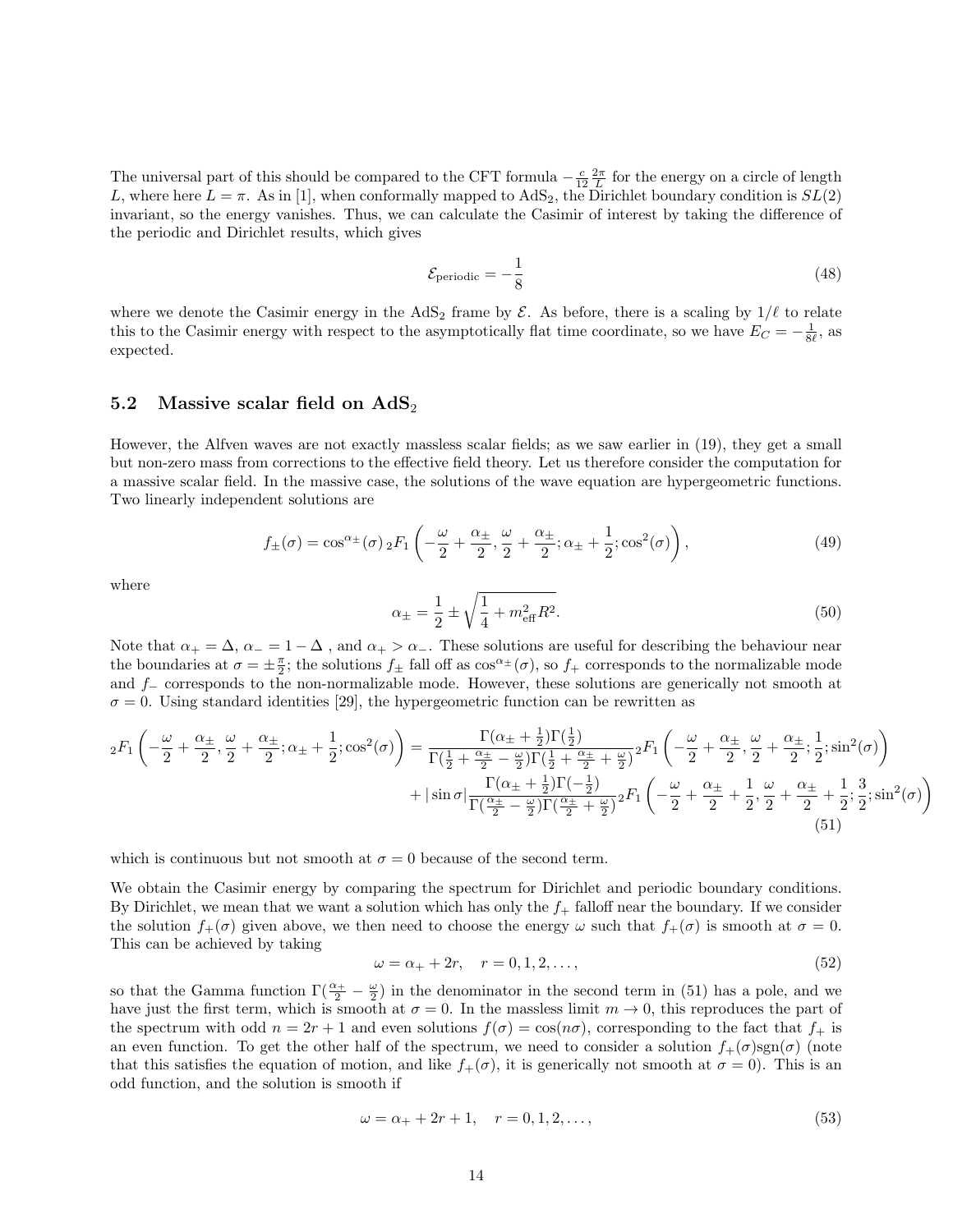The universal part of this should be compared to the CFT formula $-\frac{c}{12}\frac{2\pi}{L}$ for the energy on a circle of length $L$, where here $L = \pi$. As in [1], when conformally mapped to $\text{AdS}_2$, the Dirichlet boundary condition is $SL(2)$ invariant, so the energy vanishes. Thus, we can calculate the Casimir of interest by taking the difference of the periodic and Dirichlet results, which gives

$$\mathcal{E}_{\text{periodic}} = -\frac{1}{8} \tag{48}$$

where we denote the Casimir energy in the $\text{AdS}_2$ frame by $\mathcal{E}$. As before, there is a scaling by $1/\ell$ to relate this to the Casimir energy with respect to the asymptotically flat time coordinate, so we have $E_C = -\frac{1}{8\ell}$, as expected.

### 5.2 Massive scalar field on $\text{AdS}_2$

However, the Alfven waves are not exactly massless scalar fields; as we saw earlier in (19), they get a small but non-zero mass from corrections to the effective field theory. Let us therefore consider the computation for a massive scalar field. In the massive case, the solutions of the wave equation are hypergeometric functions. Two linearly independent solutions are

$$f_\pm(\sigma) = \cos^{\alpha_\pm}(\sigma)\, {}_2F_1\left(-\frac{\omega}{2} + \frac{\alpha_\pm}{2}, \frac{\omega}{2} + \frac{\alpha_\pm}{2}; \alpha_\pm + \frac{1}{2}; \cos^2(\sigma)\right), \tag{49}$$

where

$$\alpha_\pm = \frac{1}{2} \pm \sqrt{\frac{1}{4} + m_{\text{eff}}^2 R^2}. \tag{50}$$

Note that $\alpha_+ = \Delta$, $\alpha_- = 1 - \Delta$ , and $\alpha_+ > \alpha_-$. These solutions are useful for describing the behaviour near the boundaries at $\sigma = \pm\frac{\pi}{2}$; the solutions $f_\pm$ fall off as $\cos^{\alpha_\pm}(\sigma)$, so $f_+$ corresponds to the normalizable mode and $f_-$ corresponds to the non-normalizable mode. However, these solutions are generically not smooth at $\sigma = 0$. Using standard identities [29], the hypergeometric function can be rewritten as

$$\begin{aligned}
{}_2F_1\left(-\frac{\omega}{2} + \frac{\alpha_\pm}{2}, \frac{\omega}{2} + \frac{\alpha_\pm}{2}; \alpha_\pm + \frac{1}{2}; \cos^2(\sigma)\right) &= \frac{\Gamma(\alpha_\pm + \frac{1}{2})\Gamma(\frac{1}{2})}{\Gamma(\frac{1}{2} + \frac{\alpha_\pm}{2} - \frac{\omega}{2})\Gamma(\frac{1}{2} + \frac{\alpha_\pm}{2} + \frac{\omega}{2})}\, {}_2F_1\left(-\frac{\omega}{2} + \frac{\alpha_\pm}{2}, \frac{\omega}{2} + \frac{\alpha_\pm}{2}; \frac{1}{2}; \sin^2(\sigma)\right) \\
&+ |\sin\sigma| \frac{\Gamma(\alpha_\pm + \frac{1}{2})\Gamma(-\frac{1}{2})}{\Gamma(\frac{\alpha_\pm}{2} - \frac{\omega}{2})\Gamma(\frac{\alpha_\pm}{2} + \frac{\omega}{2})}\, {}_2F_1\left(-\frac{\omega}{2} + \frac{\alpha_\pm}{2} + \frac{1}{2}, \frac{\omega}{2} + \frac{\alpha_\pm}{2} + \frac{1}{2}; \frac{3}{2}; \sin^2(\sigma)\right)
\end{aligned} \tag{51}$$

which is continuous but not smooth at $\sigma = 0$ because of the second term.

We obtain the Casimir energy by comparing the spectrum for Dirichlet and periodic boundary conditions. By Dirichlet, we mean that we want a solution which has only the $f_+$ falloff near the boundary. If we consider the solution $f_+(\sigma)$ given above, we then need to choose the energy $\omega$ such that $f_+(\sigma)$ is smooth at $\sigma = 0$. This can be achieved by taking

$$\omega = \alpha_+ + 2r, \quad r = 0, 1, 2, \ldots, \tag{52}$$

so that the Gamma function $\Gamma(\frac{\alpha_+}{2} - \frac{\omega}{2})$ in the denominator in the second term in (51) has a pole, and we have just the first term, which is smooth at $\sigma = 0$. In the massless limit $m \to 0$, this reproduces the part of the spectrum with odd $n = 2r + 1$ and even solutions $f(\sigma) = \cos(n\sigma)$, corresponding to the fact that $f_+$ is an even function. To get the other half of the spectrum, we need to consider a solution $f_+(\sigma)\text{sgn}(\sigma)$ (note that this satisfies the equation of motion, and like $f_+(\sigma)$, it is generically not smooth at $\sigma = 0$). This is an odd function, and the solution is smooth if

$$\omega = \alpha_+ + 2r + 1, \quad r = 0, 1, 2, \ldots, \tag{53}$$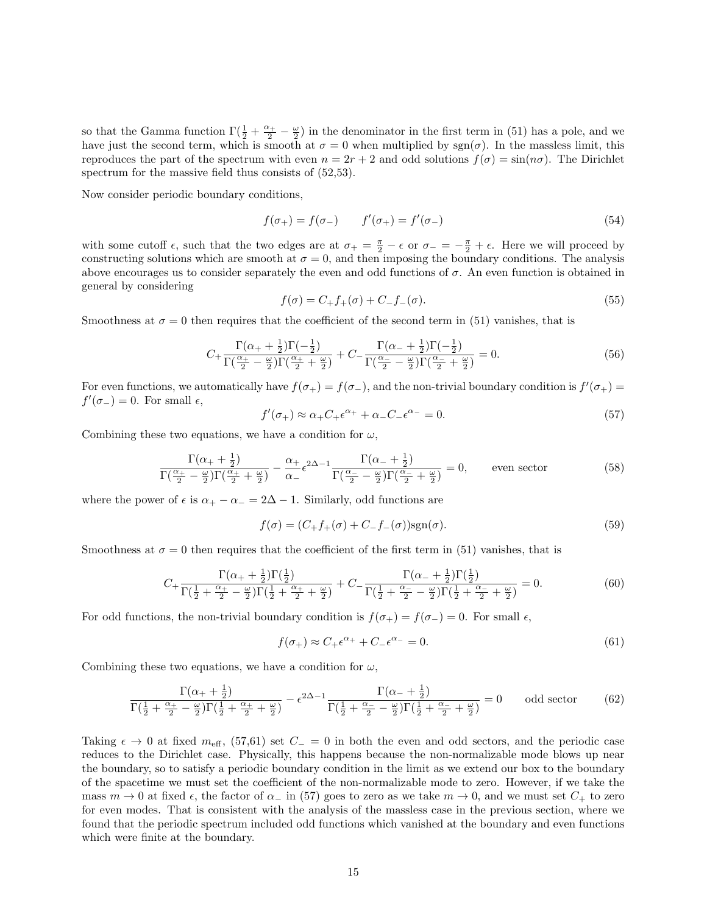so that the Gamma function $\Gamma(\frac{1}{2}+\frac{\alpha_+}{2}-\frac{\omega}{2})$ in the denominator in the first term in (51) has a pole, and we have just the second term, which is smooth at $\sigma=0$ when multiplied by $\mathrm{sgn}(\sigma)$. In the massless limit, this reproduces the part of the spectrum with even $n=2r+2$ and odd solutions $f(\sigma)=\sin(n\sigma)$. The Dirichlet spectrum for the massive field thus consists of (52,53).

Now consider periodic boundary conditions,

$$f(\sigma_+)=f(\sigma_-) \qquad f'(\sigma_+)=f'(\sigma_-) \tag{54}$$

with some cutoff $\epsilon$, such that the two edges are at $\sigma_+=\frac{\pi}{2}-\epsilon$ or $\sigma_-=-\frac{\pi}{2}+\epsilon$. Here we will proceed by constructing solutions which are smooth at $\sigma=0$, and then imposing the boundary conditions. The analysis above encourages us to consider separately the even and odd functions of $\sigma$. An even function is obtained in general by considering

$$f(\sigma)=C_+f_+(\sigma)+C_-f_-(\sigma). \tag{55}$$

Smoothness at $\sigma=0$ then requires that the coefficient of the second term in (51) vanishes, that is

$$C_+\frac{\Gamma(\alpha_++\frac{1}{2})\Gamma(-\frac{1}{2})}{\Gamma(\frac{\alpha_+}{2}-\frac{\omega}{2})\Gamma(\frac{\alpha_+}{2}+\frac{\omega}{2})}+C_-\frac{\Gamma(\alpha_-+\frac{1}{2})\Gamma(-\frac{1}{2})}{\Gamma(\frac{\alpha_-}{2}-\frac{\omega}{2})\Gamma(\frac{\alpha_-}{2}+\frac{\omega}{2})}=0. \tag{56}$$

For even functions, we automatically have $f(\sigma_+)=f(\sigma_-)$, and the non-trivial boundary condition is $f'(\sigma_+)=f'(\sigma_-)=0$. For small $\epsilon$,

$$f'(\sigma_+)\approx\alpha_+C_+\epsilon^{\alpha_+}+\alpha_-C_-\epsilon^{\alpha_-}=0. \tag{57}$$

Combining these two equations, we have a condition for $\omega$,

$$\frac{\Gamma(\alpha_++\frac{1}{2})}{\Gamma(\frac{\alpha_+}{2}-\frac{\omega}{2})\Gamma(\frac{\alpha_+}{2}+\frac{\omega}{2})}-\frac{\alpha_+}{\alpha_-}\epsilon^{2\Delta-1}\frac{\Gamma(\alpha_-+\frac{1}{2})}{\Gamma(\frac{\alpha_-}{2}-\frac{\omega}{2})\Gamma(\frac{\alpha_-}{2}+\frac{\omega}{2})}=0, \qquad \text{even sector} \tag{58}$$

where the power of $\epsilon$ is $\alpha_+-\alpha_-=2\Delta-1$. Similarly, odd functions are

$$f(\sigma)=(C_+f_+(\sigma)+C_-f_-(\sigma))\mathrm{sgn}(\sigma). \tag{59}$$

Smoothness at $\sigma=0$ then requires that the coefficient of the first term in (51) vanishes, that is

$$C_+\frac{\Gamma(\alpha_++\frac{1}{2})\Gamma(\frac{1}{2})}{\Gamma(\frac{1}{2}+\frac{\alpha_+}{2}-\frac{\omega}{2})\Gamma(\frac{1}{2}+\frac{\alpha_+}{2}+\frac{\omega}{2})}+C_-\frac{\Gamma(\alpha_-+\frac{1}{2})\Gamma(\frac{1}{2})}{\Gamma(\frac{1}{2}+\frac{\alpha_-}{2}-\frac{\omega}{2})\Gamma(\frac{1}{2}+\frac{\alpha_-}{2}+\frac{\omega}{2})}=0. \tag{60}$$

For odd functions, the non-trivial boundary condition is $f(\sigma_+)=f(\sigma_-)=0$. For small $\epsilon$,

$$f(\sigma_+)\approx C_+\epsilon^{\alpha_+}+C_-\epsilon^{\alpha_-}=0. \tag{61}$$

Combining these two equations, we have a condition for $\omega$,

$$\frac{\Gamma(\alpha_++\frac{1}{2})}{\Gamma(\frac{1}{2}+\frac{\alpha_+}{2}-\frac{\omega}{2})\Gamma(\frac{1}{2}+\frac{\alpha_+}{2}+\frac{\omega}{2})}-\epsilon^{2\Delta-1}\frac{\Gamma(\alpha_-+\frac{1}{2})}{\Gamma(\frac{1}{2}+\frac{\alpha_-}{2}-\frac{\omega}{2})\Gamma(\frac{1}{2}+\frac{\alpha_-}{2}+\frac{\omega}{2})}=0 \qquad \text{odd sector} \tag{62}$$

Taking $\epsilon\to0$ at fixed $m_{\text{eff}}$, (57,61) set $C_-=0$ in both the even and odd sectors, and the periodic case reduces to the Dirichlet case. Physically, this happens because the non-normalizable mode blows up near the boundary, so to satisfy a periodic boundary condition in the limit as we extend our box to the boundary of the spacetime we must set the coefficient of the non-normalizable mode to zero. However, if we take the mass $m\to0$ at fixed $\epsilon$, the factor of $\alpha_-$ in (57) goes to zero as we take $m\to0$, and we must set $C_+$ to zero for even modes. That is consistent with the analysis of the massless case in the previous section, where we found that the periodic spectrum included odd functions which vanished at the boundary and even functions which were finite at the boundary.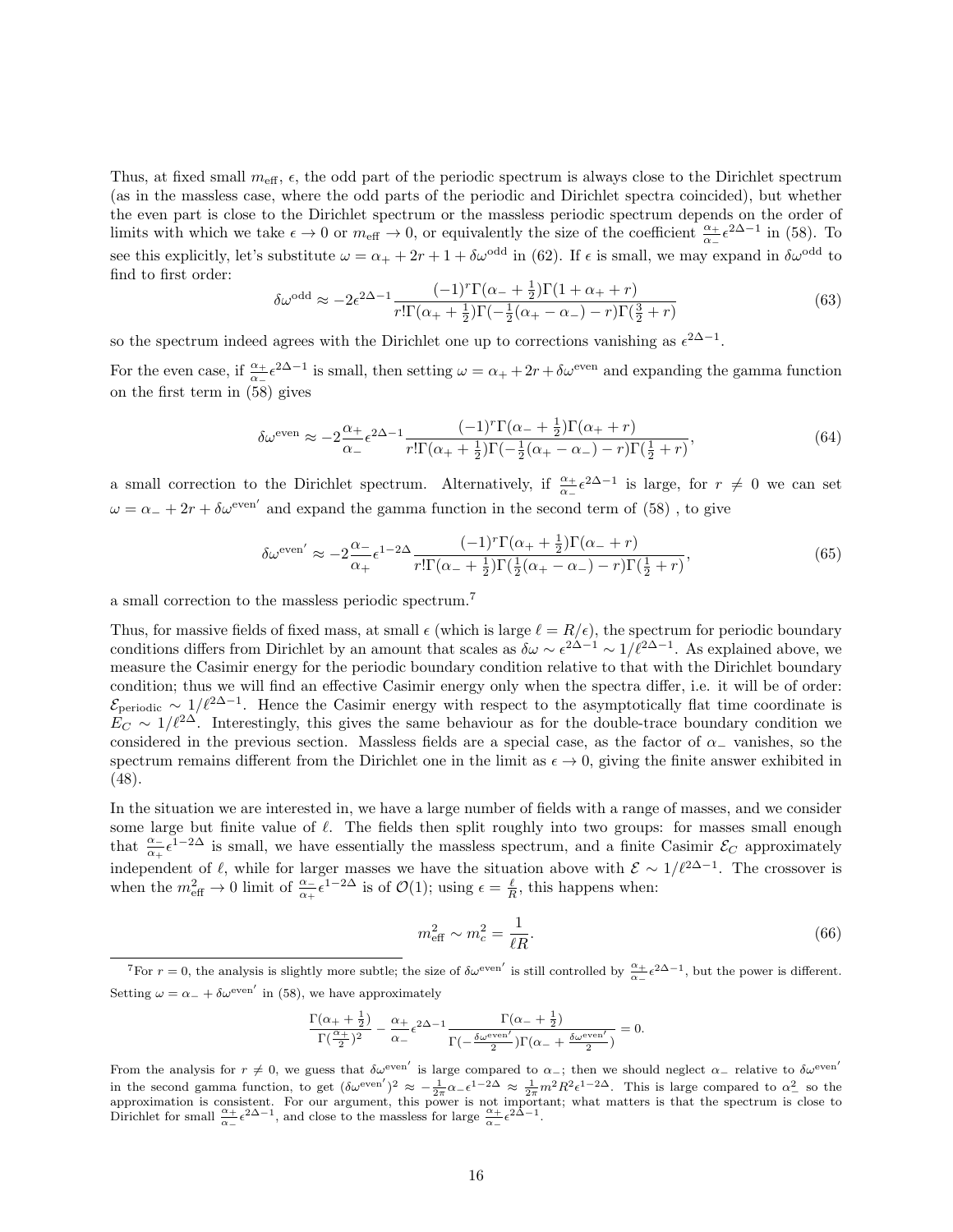Thus, at fixed small $m_{\rm eff}$, $\epsilon$, the odd part of the periodic spectrum is always close to the Dirichlet spectrum (as in the massless case, where the odd parts of the periodic and Dirichlet spectra coincided), but whether the even part is close to the Dirichlet spectrum or the massless periodic spectrum depends on the order of limits with which we take $\epsilon \to 0$ or $m_{\rm eff} \to 0$, or equivalently the size of the coefficient $\frac{\alpha_+}{\alpha_-}\epsilon^{2\Delta-1}$ in (58). To see this explicitly, let's substitute $\omega = \alpha_+ + 2r + 1 + \delta\omega^{\rm odd}$ in (62). If $\epsilon$ is small, we may expand in $\delta\omega^{\rm odd}$ to find to first order:

$$\delta\omega^{\rm odd} \approx -2\epsilon^{2\Delta-1}\frac{(-1)^r\Gamma(\alpha_- + \frac{1}{2})\Gamma(1+\alpha_+ + r)}{r!\Gamma(\alpha_+ + \frac{1}{2})\Gamma(-\frac{1}{2}(\alpha_+ - \alpha_-) - r)\Gamma(\frac{3}{2}+r)} \tag{63}$$

so the spectrum indeed agrees with the Dirichlet one up to corrections vanishing as $\epsilon^{2\Delta-1}$.

For the even case, if $\frac{\alpha_+}{\alpha_-}\epsilon^{2\Delta-1}$ is small, then setting $\omega = \alpha_+ + 2r + \delta\omega^{\rm even}$ and expanding the gamma function on the first term in (58) gives

$$\delta\omega^{\rm even} \approx -2\frac{\alpha_+}{\alpha_-}\epsilon^{2\Delta-1}\frac{(-1)^r\Gamma(\alpha_- + \frac{1}{2})\Gamma(\alpha_+ + r)}{r!\Gamma(\alpha_+ + \frac{1}{2})\Gamma(-\frac{1}{2}(\alpha_+ - \alpha_-) - r)\Gamma(\frac{1}{2}+r)}, \tag{64}$$

a small correction to the Dirichlet spectrum. Alternatively, if $\frac{\alpha_+}{\alpha_-}\epsilon^{2\Delta-1}$ is large, for $r \neq 0$ we can set $\omega = \alpha_- + 2r + \delta\omega^{\rm even'}$ and expand the gamma function in the second term of (58) , to give

$$\delta\omega^{\rm even'} \approx -2\frac{\alpha_-}{\alpha_+}\epsilon^{1-2\Delta}\frac{(-1)^r\Gamma(\alpha_+ + \frac{1}{2})\Gamma(\alpha_- + r)}{r!\Gamma(\alpha_- + \frac{1}{2})\Gamma(\frac{1}{2}(\alpha_+ - \alpha_-) - r)\Gamma(\frac{1}{2}+r)}, \tag{65}$$

a small correction to the massless periodic spectrum.[7]

Thus, for massive fields of fixed mass, at small $\epsilon$ (which is large $\ell = R/\epsilon$), the spectrum for periodic boundary conditions differs from Dirichlet by an amount that scales as $\delta\omega \sim \epsilon^{2\Delta-1} \sim 1/\ell^{2\Delta-1}$. As explained above, we measure the Casimir energy for the periodic boundary condition relative to that with the Dirichlet boundary condition; thus we will find an effective Casimir energy only when the spectra differ, i.e. it will be of order: $\mathcal{E}_{\rm periodic} \sim 1/\ell^{2\Delta-1}$. Hence the Casimir energy with respect to the asymptotically flat time coordinate is $E_C \sim 1/\ell^{2\Delta}$. Interestingly, this gives the same behaviour as for the double-trace boundary condition we considered in the previous section. Massless fields are a special case, as the factor of $\alpha_-$ vanishes, so the spectrum remains different from the Dirichlet one in the limit as $\epsilon \to 0$, giving the finite answer exhibited in (48).

In the situation we are interested in, we have a large number of fields with a range of masses, and we consider some large but finite value of $\ell$. The fields then split roughly into two groups: for masses small enough that $\frac{\alpha_-}{\alpha_+}\epsilon^{1-2\Delta}$ is small, we have essentially the massless spectrum, and a finite Casimir $\mathcal{E}_C$ approximately independent of $\ell$, while for larger masses we have the situation above with $\mathcal{E} \sim 1/\ell^{2\Delta-1}$. The crossover is when the $m^2_{\rm eff} \to 0$ limit of $\frac{\alpha_-}{\alpha_+}\epsilon^{1-2\Delta}$ is of $\mathcal{O}(1)$; using $\epsilon = \frac{\ell}{R}$, this happens when:

$$m^2_{\rm eff} \sim m_c^2 = \frac{1}{\ell R}. \tag{66}$$

[7] For $r = 0$, the analysis is slightly more subtle; the size of $\delta\omega^{\rm even'}$ is still controlled by $\frac{\alpha_+}{\alpha_-}\epsilon^{2\Delta-1}$, but the power is different. Setting $\omega = \alpha_- + \delta\omega^{\rm even'}$ in (58), we have approximately

$$\frac{\Gamma(\alpha_+ + \frac{1}{2})}{\Gamma(\frac{\alpha_+}{2})^2} - \frac{\alpha_+}{\alpha_-}\epsilon^{2\Delta-1}\frac{\Gamma(\alpha_- + \frac{1}{2})}{\Gamma(-\frac{\delta\omega^{\rm even'}}{2})\Gamma(\alpha_- + \frac{\delta\omega^{\rm even'}}{2})} = 0.$$

From the analysis for $r \neq 0$, we guess that $\delta\omega^{\rm even'}$ is large compared to $\alpha_-$; then we should neglect $\alpha_-$ relative to $\delta\omega^{\rm even'}$ in the second gamma function, to get $(\delta\omega^{\rm even'})^2 \approx -\frac{1}{2\pi}\alpha_-\epsilon^{1-2\Delta} \approx \frac{1}{2\pi}m^2R^2\epsilon^{1-2\Delta}$. This is large compared to $\alpha_-^2$ so the approximation is consistent. For our argument, this power is not important; what matters is that the spectrum is close to Dirichlet for small $\frac{\alpha_+}{\alpha_-}\epsilon^{2\Delta-1}$, and close to the massless for large $\frac{\alpha_+}{\alpha_-}\epsilon^{2\Delta-1}$.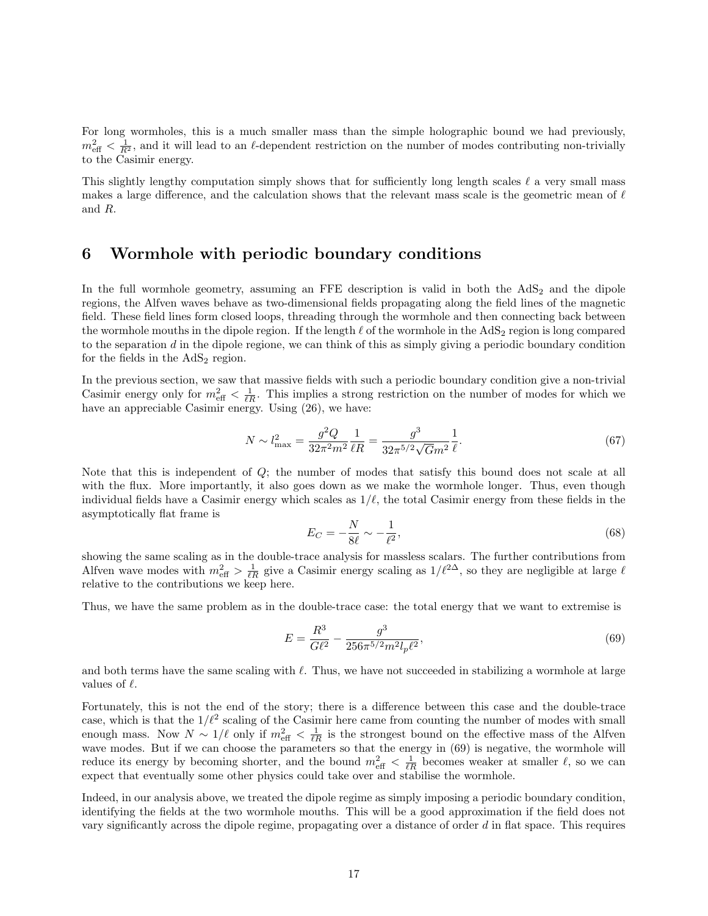For long wormholes, this is a much smaller mass than the simple holographic bound we had previously, $m_{\text{eff}}^2 < \frac{1}{R^2}$, and it will lead to an $\ell$-dependent restriction on the number of modes contributing non-trivially to the Casimir energy.

This slightly lengthy computation simply shows that for sufficiently long length scales $\ell$ a very small mass makes a large difference, and the calculation shows that the relevant mass scale is the geometric mean of $\ell$ and $R$.

## 6 Wormhole with periodic boundary conditions

In the full wormhole geometry, assuming an FFE description is valid in both the $\text{AdS}_2$ and the dipole regions, the Alfven waves behave as two-dimensional fields propagating along the field lines of the magnetic field. These field lines form closed loops, threading through the wormhole and then connecting back between the wormhole mouths in the dipole region. If the length $\ell$ of the wormhole in the $\text{AdS}_2$ region is long compared to the separation $d$ in the dipole regione, we can think of this as simply giving a periodic boundary condition for the fields in the $\text{AdS}_2$ region.

In the previous section, we saw that massive fields with such a periodic boundary condition give a non-trivial Casimir energy only for $m_{\text{eff}}^2 < \frac{1}{\ell R}$. This implies a strong restriction on the number of modes for which we have an appreciable Casimir energy. Using (26), we have:

$$N \sim l_{\max}^2 = \frac{g^2 Q}{32\pi^2 m^2} \frac{1}{\ell R} = \frac{g^3}{32\pi^{5/2}\sqrt{G} m^2} \frac{1}{\ell}. \tag{67}$$

Note that this is independent of $Q$; the number of modes that satisfy this bound does not scale at all with the flux. More importantly, it also goes down as we make the wormhole longer. Thus, even though individual fields have a Casimir energy which scales as $1/\ell$, the total Casimir energy from these fields in the asymptotically flat frame is

$$E_C = -\frac{N}{8\ell} \sim -\frac{1}{\ell^2}, \tag{68}$$

showing the same scaling as in the double-trace analysis for massless scalars. The further contributions from Alfven wave modes with $m_{\text{eff}}^2 > \frac{1}{\ell R}$ give a Casimir energy scaling as $1/\ell^{2\Delta}$, so they are negligible at large $\ell$ relative to the contributions we keep here.

Thus, we have the same problem as in the double-trace case: the total energy that we want to extremise is

$$E = \frac{R^3}{G\ell^2} - \frac{g^3}{256\pi^{5/2} m^2 l_p \ell^2}, \tag{69}$$

and both terms have the same scaling with $\ell$. Thus, we have not succeeded in stabilizing a wormhole at large values of $\ell$.

Fortunately, this is not the end of the story; there is a difference between this case and the double-trace case, which is that the $1/\ell^2$ scaling of the Casimir here came from counting the number of modes with small enough mass. Now $N \sim 1/\ell$ only if $m_{\text{eff}}^2 < \frac{1}{\ell R}$ is the strongest bound on the effective mass of the Alfven wave modes. But if we can choose the parameters so that the energy in (69) is negative, the wormhole will reduce its energy by becoming shorter, and the bound $m_{\text{eff}}^2 < \frac{1}{\ell R}$ becomes weaker at smaller $\ell$, so we can expect that eventually some other physics could take over and stabilise the wormhole.

Indeed, in our analysis above, we treated the dipole regime as simply imposing a periodic boundary condition, identifying the fields at the two wormhole mouths. This will be a good approximation if the field does not vary significantly across the dipole regime, propagating over a distance of order $d$ in flat space. This requires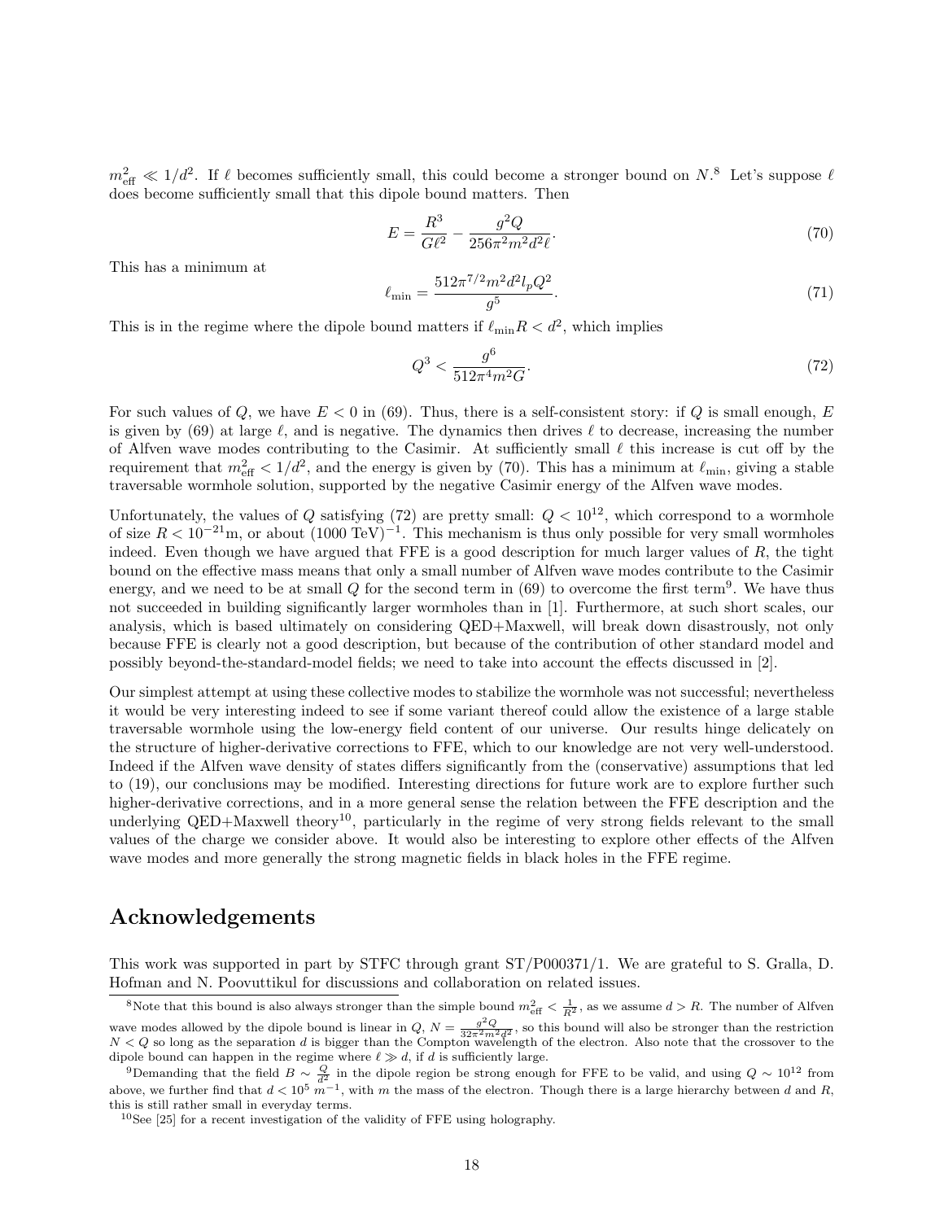$m_{\rm eff}^2 \ll 1/d^2$. If $\ell$ becomes sufficiently small, this could become a stronger bound on $N$.[8] Let's suppose $\ell$ does become sufficiently small that this dipole bound matters. Then

$$E = \frac{R^3}{G\ell^2} - \frac{g^2 Q}{256\pi^2 m^2 d^2 \ell}. \tag{70}$$

This has a minimum at

$$\ell_{\rm min} = \frac{512\pi^{7/2} m^2 d^2 l_p Q^2}{g^5}. \tag{71}$$

This is in the regime where the dipole bound matters if $\ell_{\rm min} R < d^2$, which implies

$$Q^3 < \frac{g^6}{512\pi^4 m^2 G}. \tag{72}$$

For such values of $Q$, we have $E < 0$ in (69). Thus, there is a self-consistent story: if $Q$ is small enough, $E$ is given by (69) at large $\ell$, and is negative. The dynamics then drives $\ell$ to decrease, increasing the number of Alfven wave modes contributing to the Casimir. At sufficiently small $\ell$ this increase is cut off by the requirement that $m_{\rm eff}^2 < 1/d^2$, and the energy is given by (70). This has a minimum at $\ell_{\rm min}$, giving a stable traversable wormhole solution, supported by the negative Casimir energy of the Alfven wave modes.

Unfortunately, the values of $Q$ satisfying (72) are pretty small: $Q < 10^{12}$, which correspond to a wormhole of size $R < 10^{-21}$m, or about $(1000 \text{ TeV})^{-1}$. This mechanism is thus only possible for very small wormholes indeed. Even though we have argued that FFE is a good description for much larger values of $R$, the tight bound on the effective mass means that only a small number of Alfven wave modes contribute to the Casimir energy, and we need to be at small $Q$ for the second term in (69) to overcome the first term[9]. We have thus not succeeded in building significantly larger wormholes than in [1]. Furthermore, at such short scales, our analysis, which is based ultimately on considering QED+Maxwell, will break down disastrously, not only because FFE is clearly not a good description, but because of the contribution of other standard model and possibly beyond-the-standard-model fields; we need to take into account the effects discussed in [2].

Our simplest attempt at using these collective modes to stabilize the wormhole was not successful; nevertheless it would be very interesting indeed to see if some variant thereof could allow the existence of a large stable traversable wormhole using the low-energy field content of our universe. Our results hinge delicately on the structure of higher-derivative corrections to FFE, which to our knowledge are not very well-understood. Indeed if the Alfven wave density of states differs significantly from the (conservative) assumptions that led to (19), our conclusions may be modified. Interesting directions for future work are to explore further such higher-derivative corrections, and in a more general sense the relation between the FFE description and the underlying QED+Maxwell theory[10], particularly in the regime of very strong fields relevant to the small values of the charge we consider above. It would also be interesting to explore other effects of the Alfven wave modes and more generally the strong magnetic fields in black holes in the FFE regime.

## Acknowledgements

This work was supported in part by STFC through grant ST/P000371/1. We are grateful to S. Gralla, D. Hofman and N. Poovuttikul for discussions and collaboration on related issues.

[8] Note that this bound is also always stronger than the simple bound $m_{\rm eff}^2 < \frac{1}{R^2}$, as we assume $d > R$. The number of Alfven wave modes allowed by the dipole bound is linear in $Q$, $N = \frac{g^2 Q}{32\pi^2 m^2 d^2}$, so this bound will also be stronger than the restriction $N < Q$ so long as the separation $d$ is bigger than the Compton wavelength of the electron. Also note that the crossover to the dipole bound can happen in the regime where $\ell \gg d$, if $d$ is sufficiently large.

[9] Demanding that the field $B \sim \frac{Q}{d^2}$ in the dipole region be strong enough for FFE to be valid, and using $Q \sim 10^{12}$ from above, we further find that $d < 10^5\ m^{-1}$, with $m$ the mass of the electron. Though there is a large hierarchy between $d$ and $R$, this is still rather small in everyday terms.

[10] See [25] for a recent investigation of the validity of FFE using holography.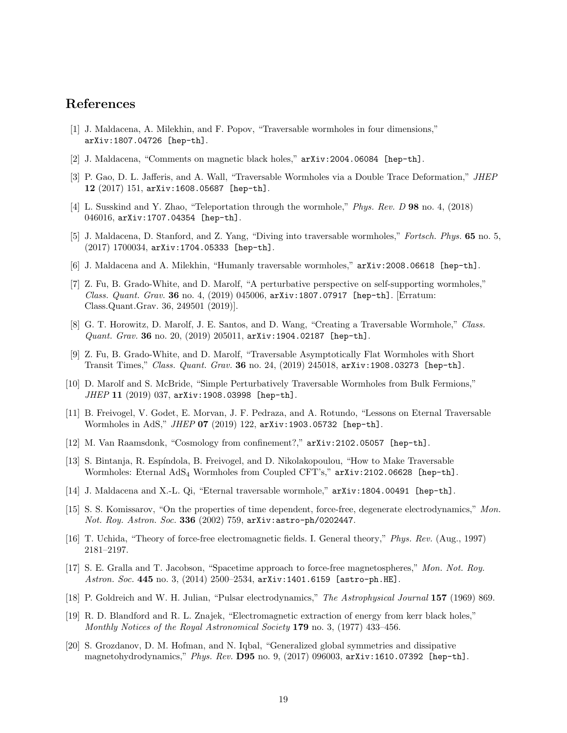## References

[1] J. Maldacena, A. Milekhin, and F. Popov, "Traversable wormholes in four dimensions," arXiv:1807.04726 [hep-th].

[2] J. Maldacena, "Comments on magnetic black holes," arXiv:2004.06084 [hep-th].

[3] P. Gao, D. L. Jafferis, and A. Wall, "Traversable Wormholes via a Double Trace Deformation," *JHEP* **12** (2017) 151, arXiv:1608.05687 [hep-th].

[4] L. Susskind and Y. Zhao, "Teleportation through the wormhole," *Phys. Rev. D* **98** no. 4, (2018) 046016, arXiv:1707.04354 [hep-th].

[5] J. Maldacena, D. Stanford, and Z. Yang, "Diving into traversable wormholes," *Fortsch. Phys.* **65** no. 5, (2017) 1700034, arXiv:1704.05333 [hep-th].

[6] J. Maldacena and A. Milekhin, "Humanly traversable wormholes," arXiv:2008.06618 [hep-th].

[7] Z. Fu, B. Grado-White, and D. Marolf, "A perturbative perspective on self-supporting wormholes," *Class. Quant. Grav.* **36** no. 4, (2019) 045006, arXiv:1807.07917 [hep-th]. [Erratum: Class.Quant.Grav. 36, 249501 (2019)].

[8] G. T. Horowitz, D. Marolf, J. E. Santos, and D. Wang, "Creating a Traversable Wormhole," *Class. Quant. Grav.* **36** no. 20, (2019) 205011, arXiv:1904.02187 [hep-th].

[9] Z. Fu, B. Grado-White, and D. Marolf, "Traversable Asymptotically Flat Wormholes with Short Transit Times," *Class. Quant. Grav.* **36** no. 24, (2019) 245018, arXiv:1908.03273 [hep-th].

[10] D. Marolf and S. McBride, "Simple Perturbatively Traversable Wormholes from Bulk Fermions," *JHEP* **11** (2019) 037, arXiv:1908.03998 [hep-th].

[11] B. Freivogel, V. Godet, E. Morvan, J. F. Pedraza, and A. Rotundo, "Lessons on Eternal Traversable Wormholes in AdS," *JHEP* **07** (2019) 122, arXiv:1903.05732 [hep-th].

[12] M. Van Raamsdonk, "Cosmology from confinement?," arXiv:2102.05057 [hep-th].

[13] S. Bintanja, R. Espíndola, B. Freivogel, and D. Nikolakopoulou, "How to Make Traversable Wormholes: Eternal $AdS_4$ Wormholes from Coupled CFT's," arXiv:2102.06628 [hep-th].

[14] J. Maldacena and X.-L. Qi, "Eternal traversable wormhole," arXiv:1804.00491 [hep-th].

[15] S. S. Komissarov, "On the properties of time dependent, force-free, degenerate electrodynamics," *Mon. Not. Roy. Astron. Soc.* **336** (2002) 759, arXiv:astro-ph/0202447.

[16] T. Uchida, "Theory of force-free electromagnetic fields. I. General theory," *Phys. Rev.* (Aug., 1997) 2181–2197.

[17] S. E. Gralla and T. Jacobson, "Spacetime approach to force-free magnetospheres," *Mon. Not. Roy. Astron. Soc.* **445** no. 3, (2014) 2500–2534, arXiv:1401.6159 [astro-ph.HE].

[18] P. Goldreich and W. H. Julian, "Pulsar electrodynamics," *The Astrophysical Journal* **157** (1969) 869.

[19] R. D. Blandford and R. L. Znajek, "Electromagnetic extraction of energy from kerr black holes," *Monthly Notices of the Royal Astronomical Society* **179** no. 3, (1977) 433–456.

[20] S. Grozdanov, D. M. Hofman, and N. Iqbal, "Generalized global symmetries and dissipative magnetohydrodynamics," *Phys. Rev.* **D95** no. 9, (2017) 096003, arXiv:1610.07392 [hep-th].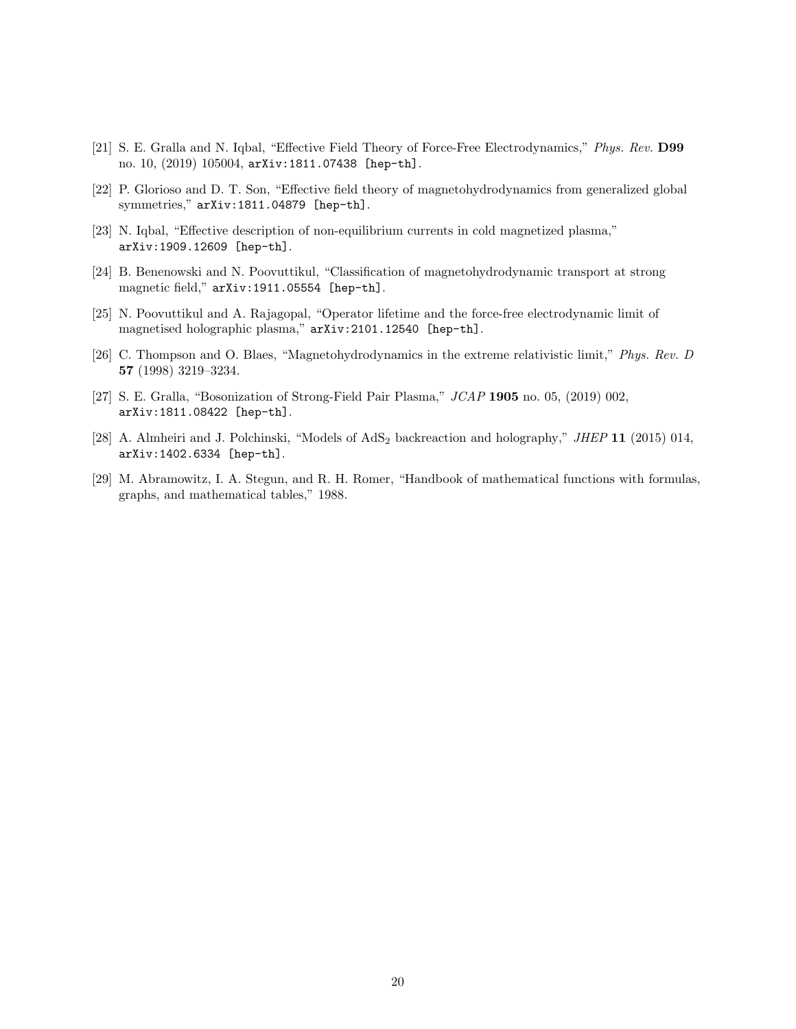[21] S. E. Gralla and N. Iqbal, "Effective Field Theory of Force-Free Electrodynamics," *Phys. Rev.* **D99** no. 10, (2019) 105004, `arXiv:1811.07438 [hep-th]`.

[22] P. Glorioso and D. T. Son, "Effective field theory of magnetohydrodynamics from generalized global symmetries," `arXiv:1811.04879 [hep-th]`.

[23] N. Iqbal, "Effective description of non-equilibrium currents in cold magnetized plasma," `arXiv:1909.12609 [hep-th]`.

[24] B. Benenowski and N. Poovuttikul, "Classification of magnetohydrodynamic transport at strong magnetic field," `arXiv:1911.05554 [hep-th]`.

[25] N. Poovuttikul and A. Rajagopal, "Operator lifetime and the force-free electrodynamic limit of magnetised holographic plasma," `arXiv:2101.12540 [hep-th]`.

[26] C. Thompson and O. Blaes, "Magnetohydrodynamics in the extreme relativistic limit," *Phys. Rev. D* **57** (1998) 3219–3234.

[27] S. E. Gralla, "Bosonization of Strong-Field Pair Plasma," *JCAP* **1905** no. 05, (2019) 002, `arXiv:1811.08422 [hep-th]`.

[28] A. Almheiri and J. Polchinski, "Models of $AdS_2$ backreaction and holography," *JHEP* **11** (2015) 014, `arXiv:1402.6334 [hep-th]`.

[29] M. Abramowitz, I. A. Stegun, and R. H. Romer, "Handbook of mathematical functions with formulas, graphs, and mathematical tables," 1988.